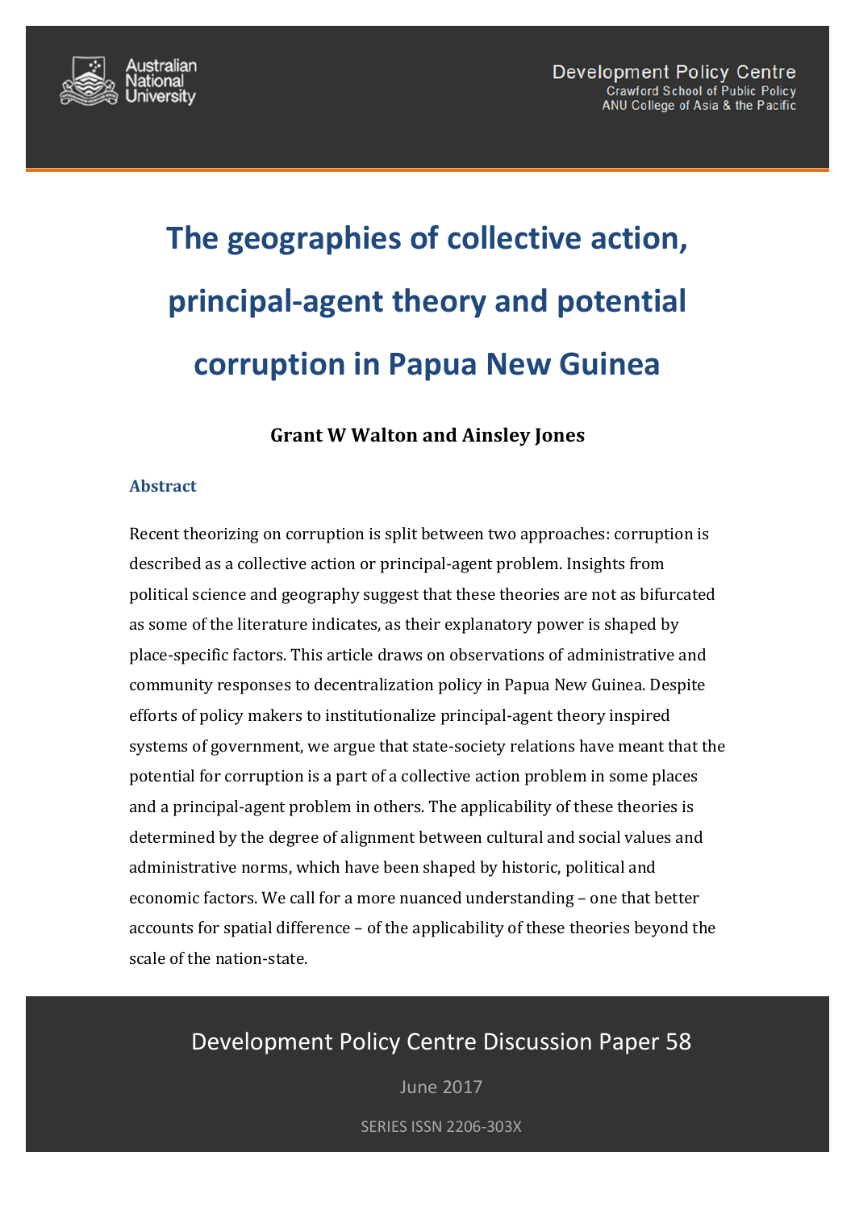Australian National University

Development Policy Centre
Crawford School of Public Policy
ANU College of Asia & the Pacific

# The geographies of collective action, principal-agent theory and potential corruption in Papua New Guinea

**Grant W Walton and Ainsley Jones**

### Abstract

Recent theorizing on corruption is split between two approaches: corruption is described as a collective action or principal-agent problem. Insights from political science and geography suggest that these theories are not as bifurcated as some of the literature indicates, as their explanatory power is shaped by place-specific factors. This article draws on observations of administrative and community responses to decentralization policy in Papua New Guinea. Despite efforts of policy makers to institutionalize principal-agent theory inspired systems of government, we argue that state-society relations have meant that the potential for corruption is a part of a collective action problem in some places and a principal-agent problem in others. The applicability of these theories is determined by the degree of alignment between cultural and social values and administrative norms, which have been shaped by historic, political and economic factors. We call for a more nuanced understanding – one that better accounts for spatial difference – of the applicability of these theories beyond the scale of the nation-state.

Development Policy Centre Discussion Paper 58

June 2017

SERIES ISSN 2206-303X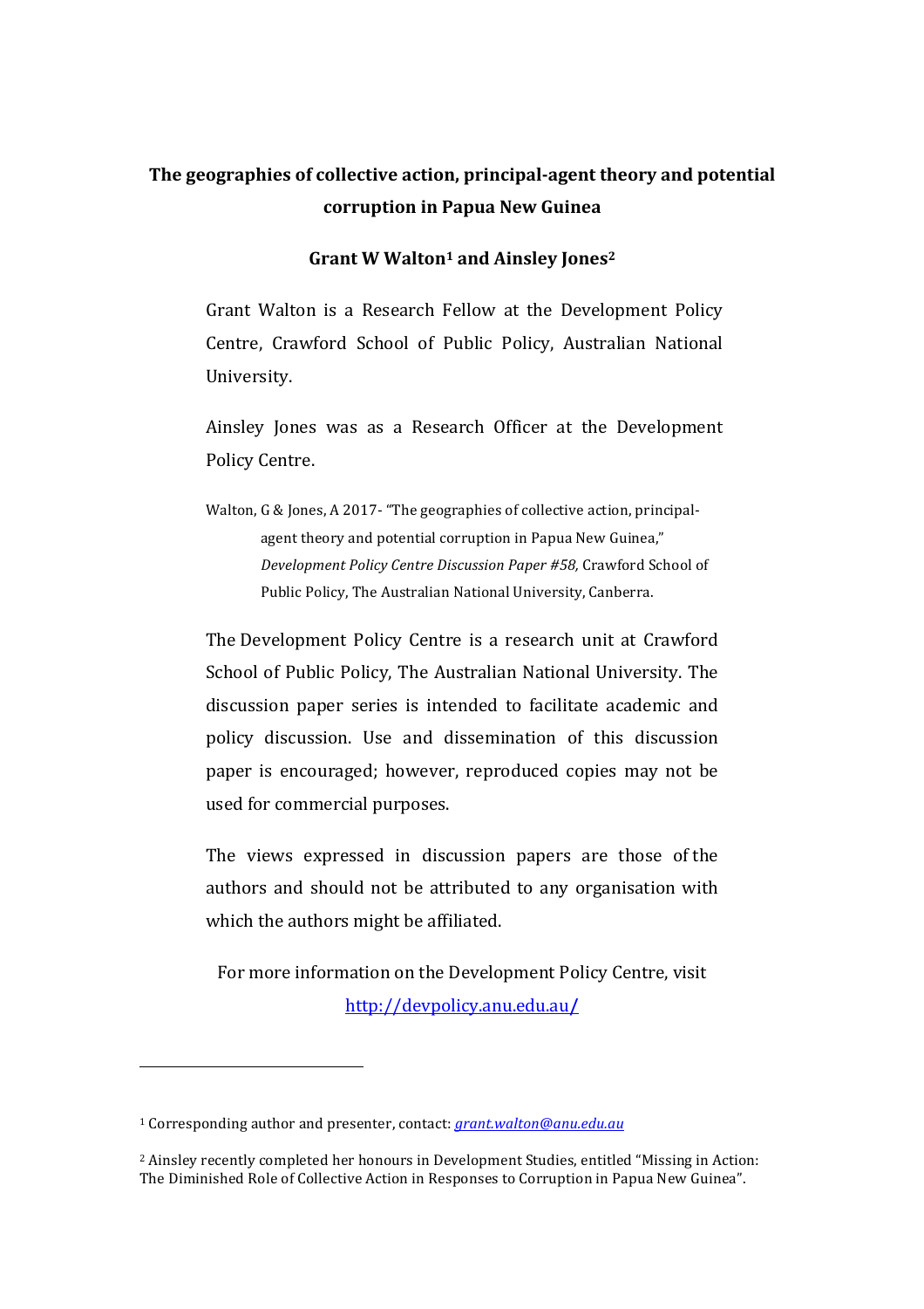# The geographies of collective action, principal-agent theory and potential corruption in Papua New Guinea

**Grant W Walton[1] and Ainsley Jones[2]**

Grant Walton is a Research Fellow at the Development Policy Centre, Crawford School of Public Policy, Australian National University.

Ainsley Jones was as a Research Officer at the Development Policy Centre.

Walton, G & Jones, A 2017- "The geographies of collective action, principal-agent theory and potential corruption in Papua New Guinea," *Development Policy Centre Discussion Paper #58,* Crawford School of Public Policy, The Australian National University, Canberra.

The Development Policy Centre is a research unit at Crawford School of Public Policy, The Australian National University. The discussion paper series is intended to facilitate academic and policy discussion. Use and dissemination of this discussion paper is encouraged; however, reproduced copies may not be used for commercial purposes.

The views expressed in discussion papers are those of the authors and should not be attributed to any organisation with which the authors might be affiliated.

For more information on the Development Policy Centre, visit http://devpolicy.anu.edu.au/

---

[1] Corresponding author and presenter, contact: *grant.walton@anu.edu.au*

[2] Ainsley recently completed her honours in Development Studies, entitled "Missing in Action: The Diminished Role of Collective Action in Responses to Corruption in Papua New Guinea".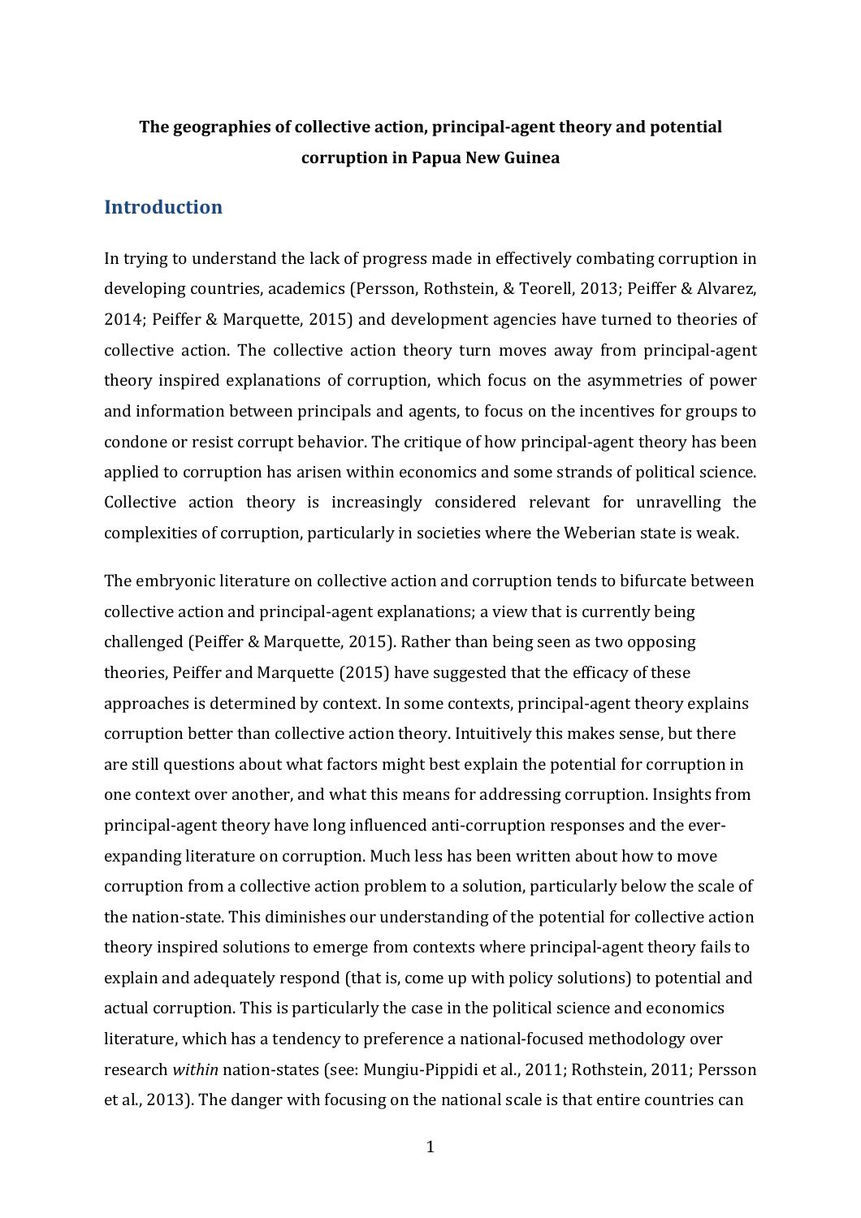**The geographies of collective action, principal-agent theory and potential corruption in Papua New Guinea**

## Introduction

In trying to understand the lack of progress made in effectively combating corruption in developing countries, academics (Persson, Rothstein, & Teorell, 2013; Peiffer & Alvarez, 2014; Peiffer & Marquette, 2015) and development agencies have turned to theories of collective action. The collective action theory turn moves away from principal-agent theory inspired explanations of corruption, which focus on the asymmetries of power and information between principals and agents, to focus on the incentives for groups to condone or resist corrupt behavior. The critique of how principal-agent theory has been applied to corruption has arisen within economics and some strands of political science. Collective action theory is increasingly considered relevant for unravelling the complexities of corruption, particularly in societies where the Weberian state is weak.

The embryonic literature on collective action and corruption tends to bifurcate between collective action and principal-agent explanations; a view that is currently being challenged (Peiffer & Marquette, 2015). Rather than being seen as two opposing theories, Peiffer and Marquette (2015) have suggested that the efficacy of these approaches is determined by context. In some contexts, principal-agent theory explains corruption better than collective action theory. Intuitively this makes sense, but there are still questions about what factors might best explain the potential for corruption in one context over another, and what this means for addressing corruption. Insights from principal-agent theory have long influenced anti-corruption responses and the ever-expanding literature on corruption. Much less has been written about how to move corruption from a collective action problem to a solution, particularly below the scale of the nation-state. This diminishes our understanding of the potential for collective action theory inspired solutions to emerge from contexts where principal-agent theory fails to explain and adequately respond (that is, come up with policy solutions) to potential and actual corruption. This is particularly the case in the political science and economics literature, which has a tendency to preference a national-focused methodology over research *within* nation-states (see: Mungiu-Pippidi et al., 2011; Rothstein, 2011; Persson et al., 2013). The danger with focusing on the national scale is that entire countries can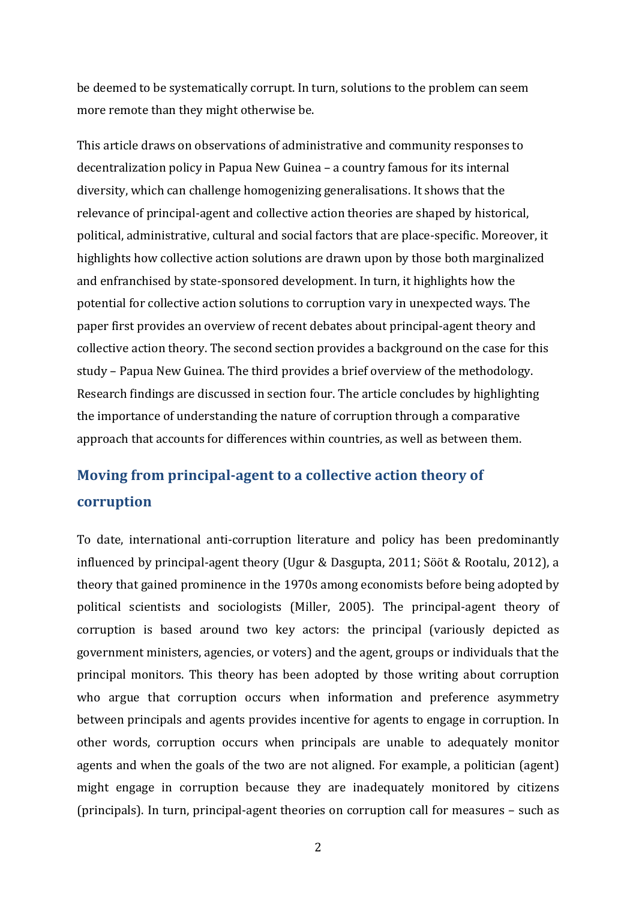be deemed to be systematically corrupt. In turn, solutions to the problem can seem more remote than they might otherwise be.

This article draws on observations of administrative and community responses to decentralization policy in Papua New Guinea – a country famous for its internal diversity, which can challenge homogenizing generalisations. It shows that the relevance of principal-agent and collective action theories are shaped by historical, political, administrative, cultural and social factors that are place-specific. Moreover, it highlights how collective action solutions are drawn upon by those both marginalized and enfranchised by state-sponsored development. In turn, it highlights how the potential for collective action solutions to corruption vary in unexpected ways. The paper first provides an overview of recent debates about principal-agent theory and collective action theory. The second section provides a background on the case for this study – Papua New Guinea. The third provides a brief overview of the methodology. Research findings are discussed in section four. The article concludes by highlighting the importance of understanding the nature of corruption through a comparative approach that accounts for differences within countries, as well as between them.

## Moving from principal-agent to a collective action theory of corruption

To date, international anti-corruption literature and policy has been predominantly influenced by principal-agent theory (Ugur & Dasgupta, 2011; Sööt & Rootalu, 2012), a theory that gained prominence in the 1970s among economists before being adopted by political scientists and sociologists (Miller, 2005). The principal-agent theory of corruption is based around two key actors: the principal (variously depicted as government ministers, agencies, or voters) and the agent, groups or individuals that the principal monitors. This theory has been adopted by those writing about corruption who argue that corruption occurs when information and preference asymmetry between principals and agents provides incentive for agents to engage in corruption. In other words, corruption occurs when principals are unable to adequately monitor agents and when the goals of the two are not aligned. For example, a politician (agent) might engage in corruption because they are inadequately monitored by citizens (principals). In turn, principal-agent theories on corruption call for measures – such as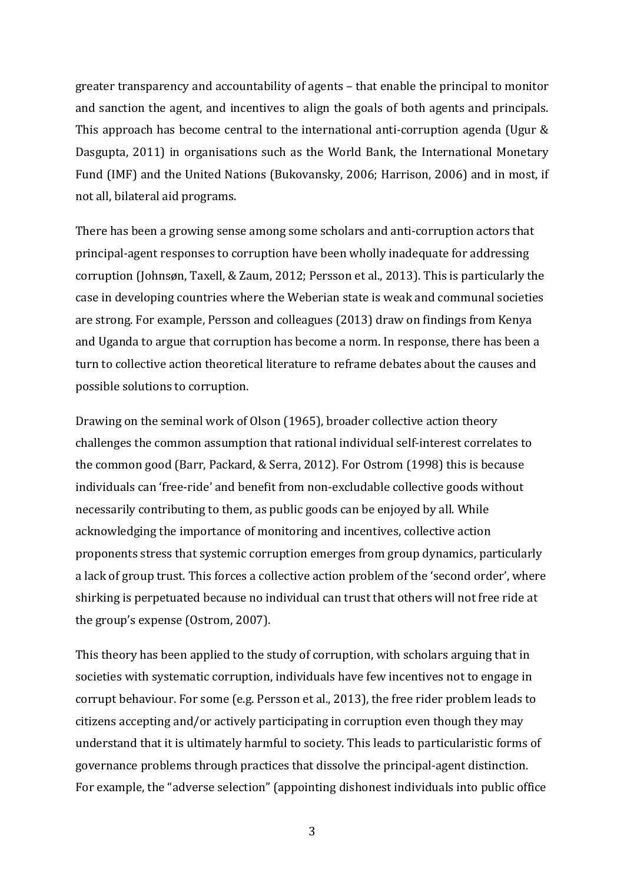greater transparency and accountability of agents – that enable the principal to monitor and sanction the agent, and incentives to align the goals of both agents and principals. This approach has become central to the international anti-corruption agenda (Ugur & Dasgupta, 2011) in organisations such as the World Bank, the International Monetary Fund (IMF) and the United Nations (Bukovansky, 2006; Harrison, 2006) and in most, if not all, bilateral aid programs.

There has been a growing sense among some scholars and anti-corruption actors that principal-agent responses to corruption have been wholly inadequate for addressing corruption (Johnsøn, Taxell, & Zaum, 2012; Persson et al., 2013). This is particularly the case in developing countries where the Weberian state is weak and communal societies are strong. For example, Persson and colleagues (2013) draw on findings from Kenya and Uganda to argue that corruption has become a norm. In response, there has been a turn to collective action theoretical literature to reframe debates about the causes and possible solutions to corruption.

Drawing on the seminal work of Olson (1965), broader collective action theory challenges the common assumption that rational individual self-interest correlates to the common good (Barr, Packard, & Serra, 2012). For Ostrom (1998) this is because individuals can 'free-ride' and benefit from non-excludable collective goods without necessarily contributing to them, as public goods can be enjoyed by all. While acknowledging the importance of monitoring and incentives, collective action proponents stress that systemic corruption emerges from group dynamics, particularly a lack of group trust. This forces a collective action problem of the 'second order', where shirking is perpetuated because no individual can trust that others will not free ride at the group's expense (Ostrom, 2007).

This theory has been applied to the study of corruption, with scholars arguing that in societies with systematic corruption, individuals have few incentives not to engage in corrupt behaviour. For some (e.g. Persson et al., 2013), the free rider problem leads to citizens accepting and/or actively participating in corruption even though they may understand that it is ultimately harmful to society. This leads to particularistic forms of governance problems through practices that dissolve the principal-agent distinction. For example, the "adverse selection" (appointing dishonest individuals into public office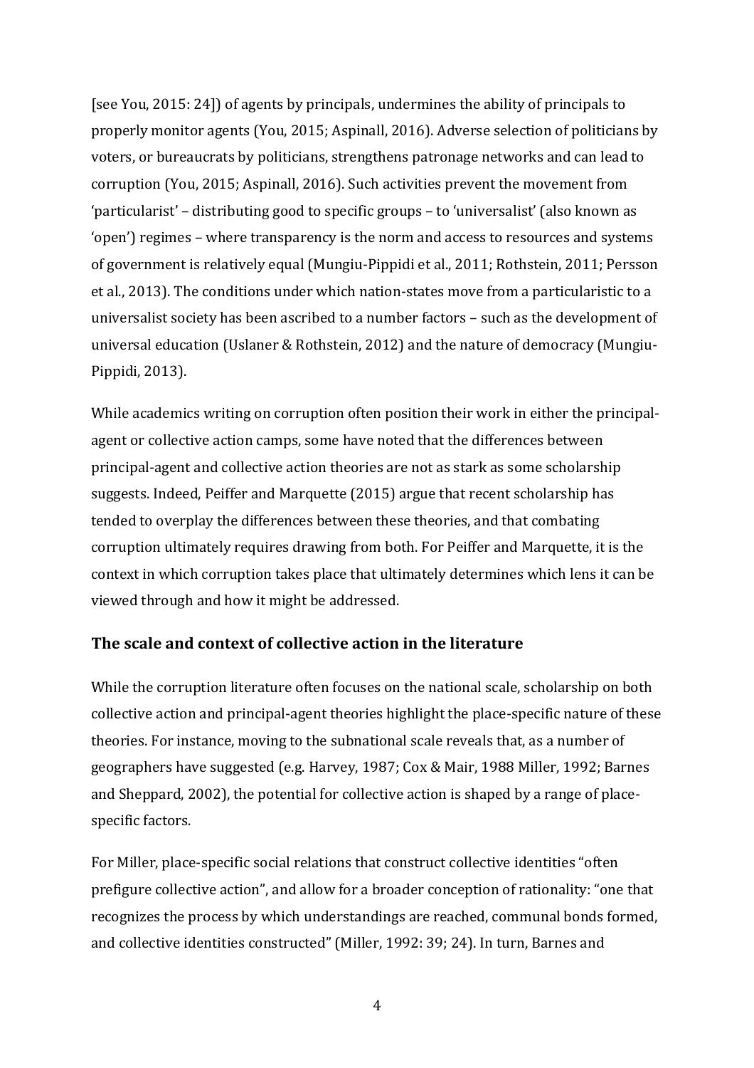[see You, 2015: 24]) of agents by principals, undermines the ability of principals to properly monitor agents (You, 2015; Aspinall, 2016). Adverse selection of politicians by voters, or bureaucrats by politicians, strengthens patronage networks and can lead to corruption (You, 2015; Aspinall, 2016). Such activities prevent the movement from 'particularist' – distributing good to specific groups – to 'universalist' (also known as 'open') regimes – where transparency is the norm and access to resources and systems of government is relatively equal (Mungiu-Pippidi et al., 2011; Rothstein, 2011; Persson et al., 2013). The conditions under which nation-states move from a particularistic to a universalist society has been ascribed to a number factors – such as the development of universal education (Uslaner & Rothstein, 2012) and the nature of democracy (Mungiu-Pippidi, 2013).

While academics writing on corruption often position their work in either the principal-agent or collective action camps, some have noted that the differences between principal-agent and collective action theories are not as stark as some scholarship suggests. Indeed, Peiffer and Marquette (2015) argue that recent scholarship has tended to overplay the differences between these theories, and that combating corruption ultimately requires drawing from both. For Peiffer and Marquette, it is the context in which corruption takes place that ultimately determines which lens it can be viewed through and how it might be addressed.

## The scale and context of collective action in the literature

While the corruption literature often focuses on the national scale, scholarship on both collective action and principal-agent theories highlight the place-specific nature of these theories. For instance, moving to the subnational scale reveals that, as a number of geographers have suggested (e.g. Harvey, 1987; Cox & Mair, 1988 Miller, 1992; Barnes and Sheppard, 2002), the potential for collective action is shaped by a range of place-specific factors.

For Miller, place-specific social relations that construct collective identities "often prefigure collective action", and allow for a broader conception of rationality: "one that recognizes the process by which understandings are reached, communal bonds formed, and collective identities constructed" (Miller, 1992: 39; 24). In turn, Barnes and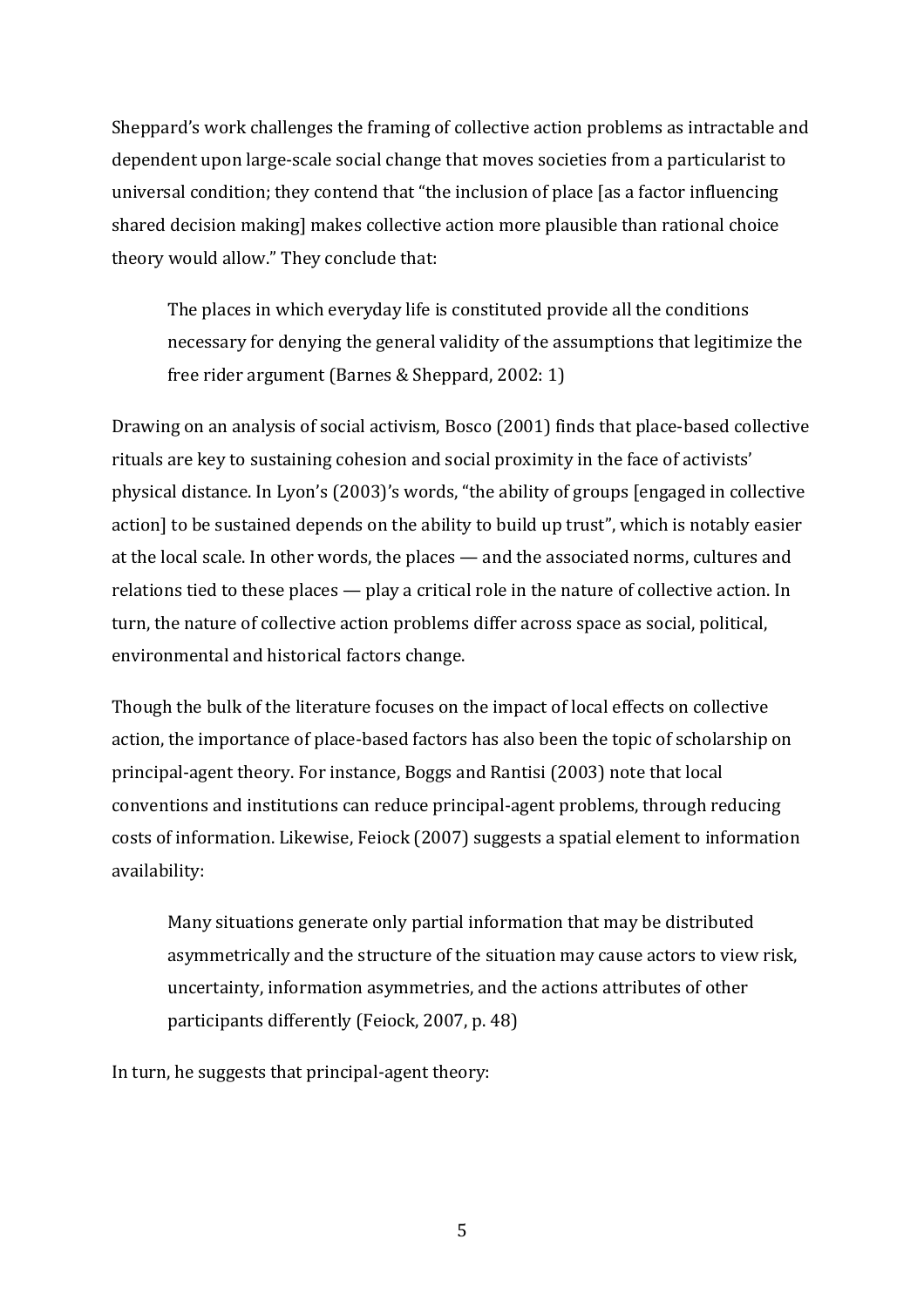Sheppard's work challenges the framing of collective action problems as intractable and dependent upon large-scale social change that moves societies from a particularist to universal condition; they contend that "the inclusion of place [as a factor influencing shared decision making] makes collective action more plausible than rational choice theory would allow." They conclude that:

> The places in which everyday life is constituted provide all the conditions necessary for denying the general validity of the assumptions that legitimize the free rider argument (Barnes & Sheppard, 2002: 1)

Drawing on an analysis of social activism, Bosco (2001) finds that place-based collective rituals are key to sustaining cohesion and social proximity in the face of activists' physical distance. In Lyon's (2003)'s words, "the ability of groups [engaged in collective action] to be sustained depends on the ability to build up trust", which is notably easier at the local scale. In other words, the places — and the associated norms, cultures and relations tied to these places — play a critical role in the nature of collective action. In turn, the nature of collective action problems differ across space as social, political, environmental and historical factors change.

Though the bulk of the literature focuses on the impact of local effects on collective action, the importance of place-based factors has also been the topic of scholarship on principal-agent theory. For instance, Boggs and Rantisi (2003) note that local conventions and institutions can reduce principal-agent problems, through reducing costs of information. Likewise, Feiock (2007) suggests a spatial element to information availability:

> Many situations generate only partial information that may be distributed asymmetrically and the structure of the situation may cause actors to view risk, uncertainty, information asymmetries, and the actions attributes of other participants differently (Feiock, 2007, p. 48)

In turn, he suggests that principal-agent theory: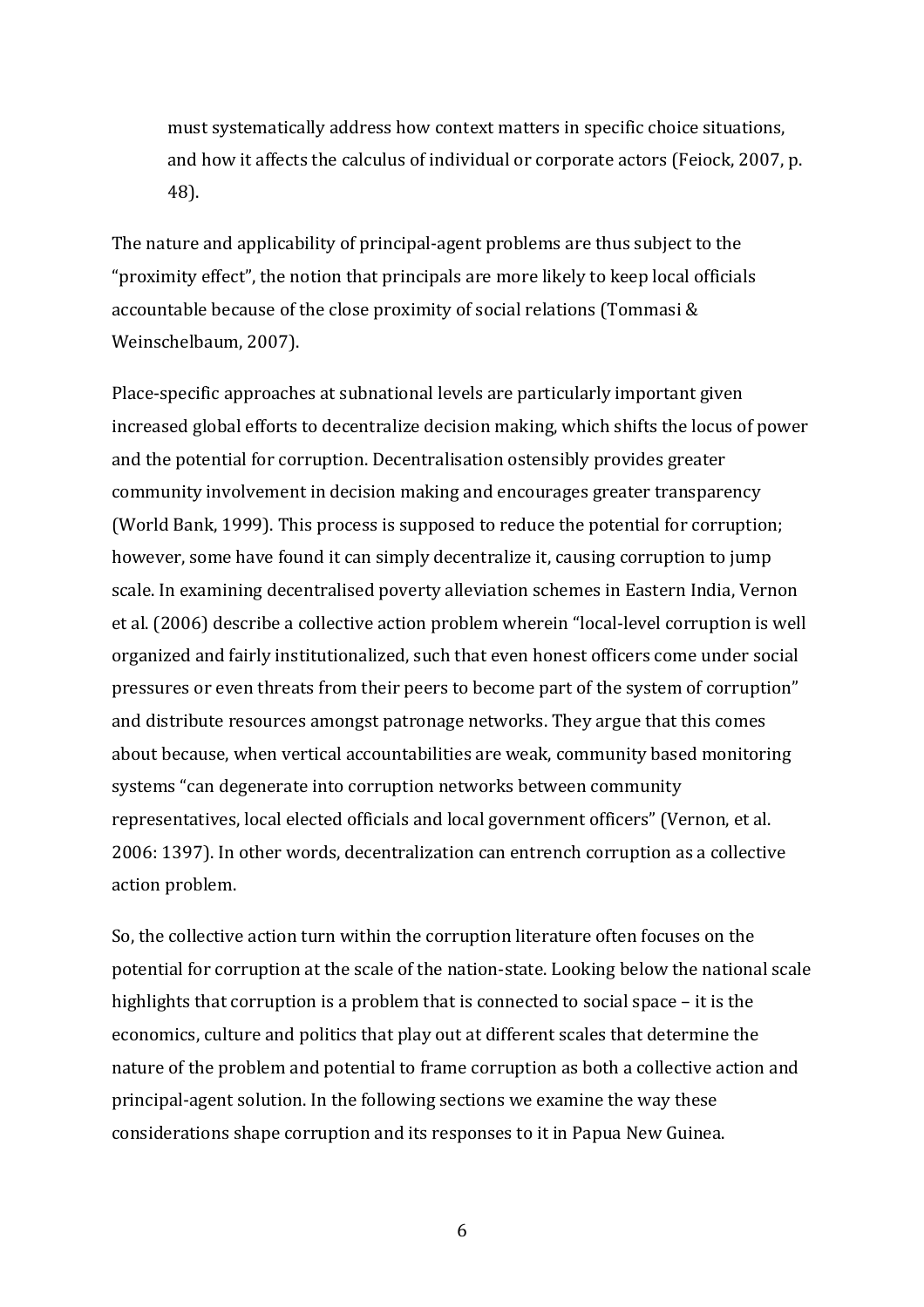> must systematically address how context matters in specific choice situations, and how it affects the calculus of individual or corporate actors (Feiock, 2007, p. 48).

The nature and applicability of principal-agent problems are thus subject to the "proximity effect", the notion that principals are more likely to keep local officials accountable because of the close proximity of social relations (Tommasi & Weinschelbaum, 2007).

Place-specific approaches at subnational levels are particularly important given increased global efforts to decentralize decision making, which shifts the locus of power and the potential for corruption. Decentralisation ostensibly provides greater community involvement in decision making and encourages greater transparency (World Bank, 1999). This process is supposed to reduce the potential for corruption; however, some have found it can simply decentralize it, causing corruption to jump scale. In examining decentralised poverty alleviation schemes in Eastern India, Vernon et al. (2006) describe a collective action problem wherein "local-level corruption is well organized and fairly institutionalized, such that even honest officers come under social pressures or even threats from their peers to become part of the system of corruption" and distribute resources amongst patronage networks. They argue that this comes about because, when vertical accountabilities are weak, community based monitoring systems "can degenerate into corruption networks between community representatives, local elected officials and local government officers" (Vernon, et al. 2006: 1397). In other words, decentralization can entrench corruption as a collective action problem.

So, the collective action turn within the corruption literature often focuses on the potential for corruption at the scale of the nation-state. Looking below the national scale highlights that corruption is a problem that is connected to social space – it is the economics, culture and politics that play out at different scales that determine the nature of the problem and potential to frame corruption as both a collective action and principal-agent solution. In the following sections we examine the way these considerations shape corruption and its responses to it in Papua New Guinea.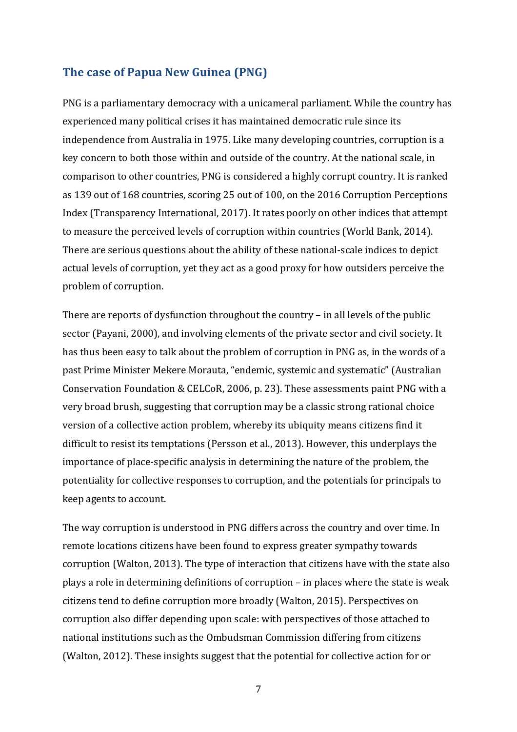## The case of Papua New Guinea (PNG)

PNG is a parliamentary democracy with a unicameral parliament. While the country has experienced many political crises it has maintained democratic rule since its independence from Australia in 1975. Like many developing countries, corruption is a key concern to both those within and outside of the country. At the national scale, in comparison to other countries, PNG is considered a highly corrupt country. It is ranked as 139 out of 168 countries, scoring 25 out of 100, on the 2016 Corruption Perceptions Index (Transparency International, 2017). It rates poorly on other indices that attempt to measure the perceived levels of corruption within countries (World Bank, 2014). There are serious questions about the ability of these national-scale indices to depict actual levels of corruption, yet they act as a good proxy for how outsiders perceive the problem of corruption.

There are reports of dysfunction throughout the country – in all levels of the public sector (Payani, 2000), and involving elements of the private sector and civil society. It has thus been easy to talk about the problem of corruption in PNG as, in the words of a past Prime Minister Mekere Morauta, "endemic, systemic and systematic" (Australian Conservation Foundation & CELCoR, 2006, p. 23). These assessments paint PNG with a very broad brush, suggesting that corruption may be a classic strong rational choice version of a collective action problem, whereby its ubiquity means citizens find it difficult to resist its temptations (Persson et al., 2013). However, this underplays the importance of place-specific analysis in determining the nature of the problem, the potentiality for collective responses to corruption, and the potentials for principals to keep agents to account.

The way corruption is understood in PNG differs across the country and over time. In remote locations citizens have been found to express greater sympathy towards corruption (Walton, 2013). The type of interaction that citizens have with the state also plays a role in determining definitions of corruption – in places where the state is weak citizens tend to define corruption more broadly (Walton, 2015). Perspectives on corruption also differ depending upon scale: with perspectives of those attached to national institutions such as the Ombudsman Commission differing from citizens (Walton, 2012). These insights suggest that the potential for collective action for or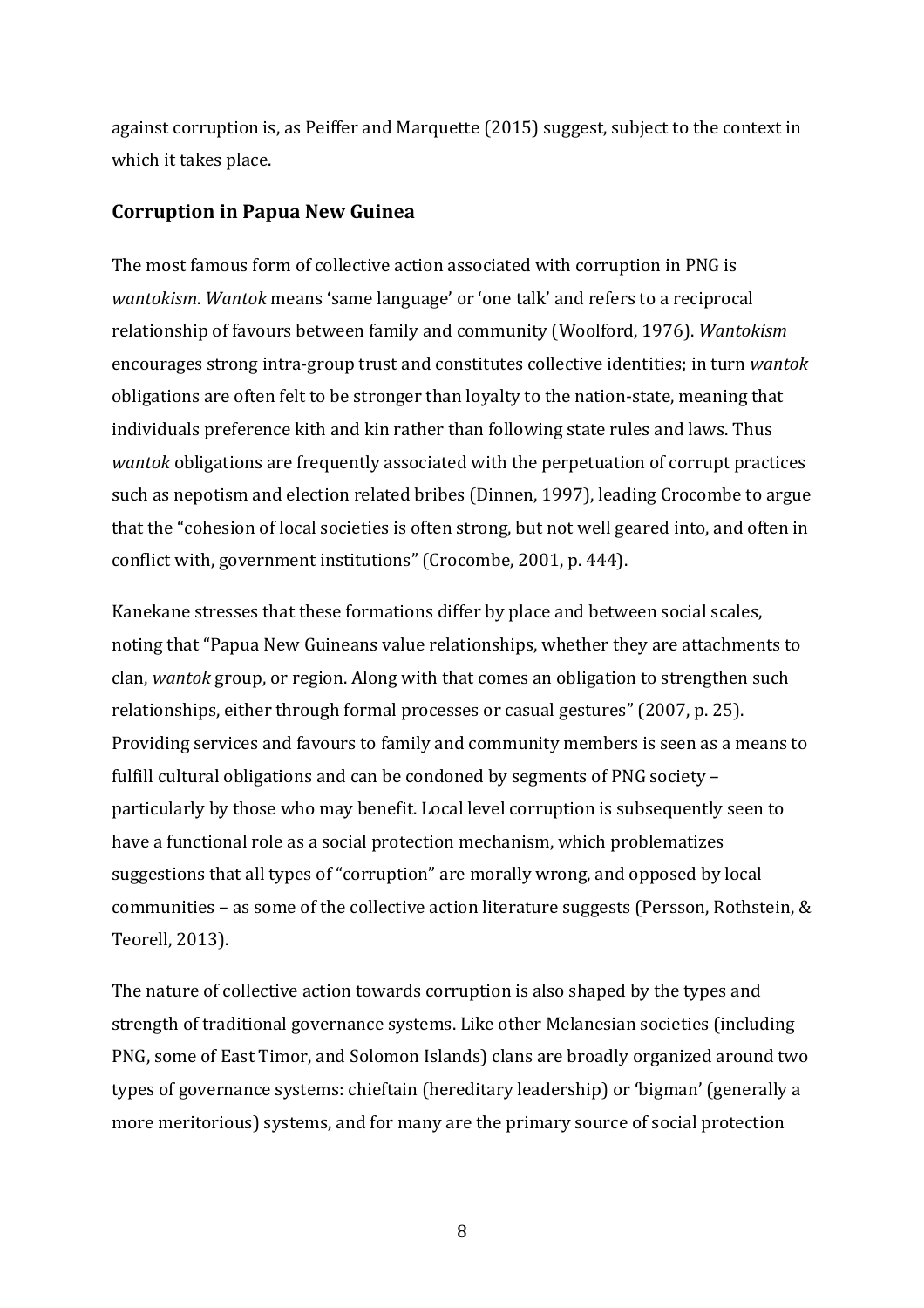against corruption is, as Peiffer and Marquette (2015) suggest, subject to the context in which it takes place.

## Corruption in Papua New Guinea

The most famous form of collective action associated with corruption in PNG is *wantokism*. *Wantok* means 'same language' or 'one talk' and refers to a reciprocal relationship of favours between family and community (Woolford, 1976). *Wantokism* encourages strong intra-group trust and constitutes collective identities; in turn *wantok* obligations are often felt to be stronger than loyalty to the nation-state, meaning that individuals preference kith and kin rather than following state rules and laws. Thus *wantok* obligations are frequently associated with the perpetuation of corrupt practices such as nepotism and election related bribes (Dinnen, 1997), leading Crocombe to argue that the "cohesion of local societies is often strong, but not well geared into, and often in conflict with, government institutions" (Crocombe, 2001, p. 444).

Kanekane stresses that these formations differ by place and between social scales, noting that "Papua New Guineans value relationships, whether they are attachments to clan, *wantok* group, or region. Along with that comes an obligation to strengthen such relationships, either through formal processes or casual gestures" (2007, p. 25). Providing services and favours to family and community members is seen as a means to fulfill cultural obligations and can be condoned by segments of PNG society – particularly by those who may benefit. Local level corruption is subsequently seen to have a functional role as a social protection mechanism, which problematizes suggestions that all types of "corruption" are morally wrong, and opposed by local communities – as some of the collective action literature suggests (Persson, Rothstein, & Teorell, 2013).

The nature of collective action towards corruption is also shaped by the types and strength of traditional governance systems. Like other Melanesian societies (including PNG, some of East Timor, and Solomon Islands) clans are broadly organized around two types of governance systems: chieftain (hereditary leadership) or 'bigman' (generally a more meritorious) systems, and for many are the primary source of social protection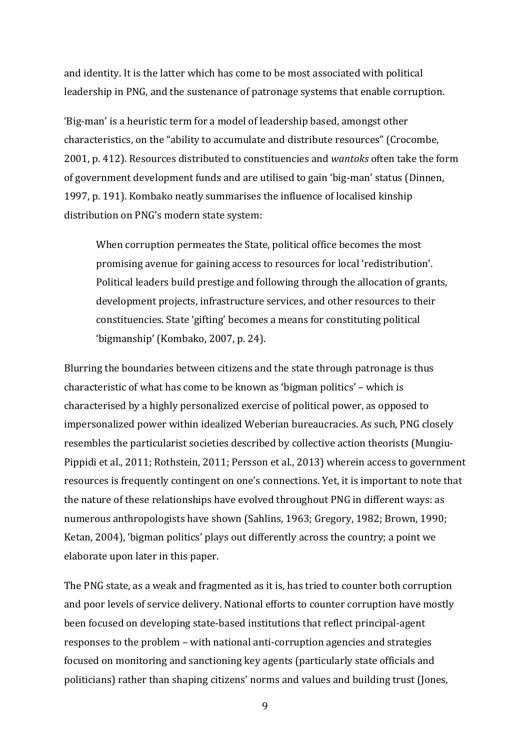and identity. It is the latter which has come to be most associated with political leadership in PNG, and the sustenance of patronage systems that enable corruption.

'Big-man' is a heuristic term for a model of leadership based, amongst other characteristics, on the "ability to accumulate and distribute resources" (Crocombe, 2001, p. 412). Resources distributed to constituencies and *wantoks* often take the form of government development funds and are utilised to gain 'big-man' status (Dinnen, 1997, p. 191). Kombako neatly summarises the influence of localised kinship distribution on PNG's modern state system:

> When corruption permeates the State, political office becomes the most promising avenue for gaining access to resources for local 'redistribution'. Political leaders build prestige and following through the allocation of grants, development projects, infrastructure services, and other resources to their constituencies. State 'gifting' becomes a means for constituting political 'bigmanship' (Kombako, 2007, p. 24).

Blurring the boundaries between citizens and the state through patronage is thus characteristic of what has come to be known as 'bigman politics' – which is characterised by a highly personalized exercise of political power, as opposed to impersonalized power within idealized Weberian bureaucracies. As such, PNG closely resembles the particularist societies described by collective action theorists (Mungiu-Pippidi et al., 2011; Rothstein, 2011; Persson et al., 2013) wherein access to government resources is frequently contingent on one's connections. Yet, it is important to note that the nature of these relationships have evolved throughout PNG in different ways: as numerous anthropologists have shown (Sahlins, 1963; Gregory, 1982; Brown, 1990; Ketan, 2004), 'bigman politics' plays out differently across the country; a point we elaborate upon later in this paper.

The PNG state, as a weak and fragmented as it is, has tried to counter both corruption and poor levels of service delivery. National efforts to counter corruption have mostly been focused on developing state-based institutions that reflect principal-agent responses to the problem – with national anti-corruption agencies and strategies focused on monitoring and sanctioning key agents (particularly state officials and politicians) rather than shaping citizens' norms and values and building trust (Jones,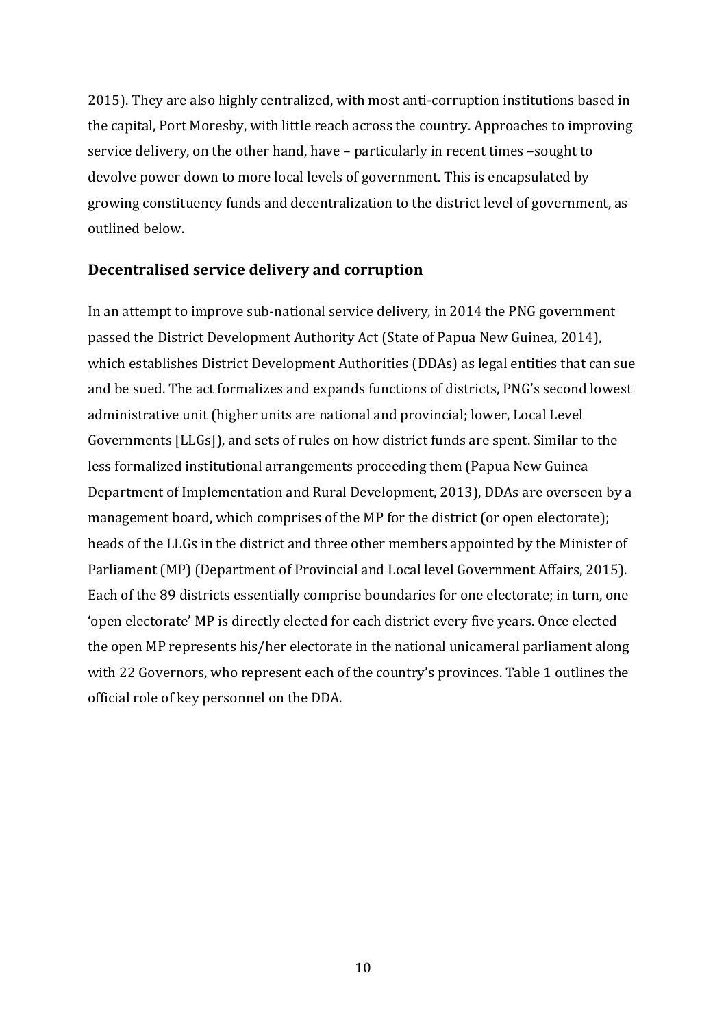2015). They are also highly centralized, with most anti-corruption institutions based in the capital, Port Moresby, with little reach across the country. Approaches to improving service delivery, on the other hand, have – particularly in recent times –sought to devolve power down to more local levels of government. This is encapsulated by growing constituency funds and decentralization to the district level of government, as outlined below.

## Decentralised service delivery and corruption

In an attempt to improve sub-national service delivery, in 2014 the PNG government passed the District Development Authority Act (State of Papua New Guinea, 2014), which establishes District Development Authorities (DDAs) as legal entities that can sue and be sued. The act formalizes and expands functions of districts, PNG's second lowest administrative unit (higher units are national and provincial; lower, Local Level Governments [LLGs]), and sets of rules on how district funds are spent. Similar to the less formalized institutional arrangements proceeding them (Papua New Guinea Department of Implementation and Rural Development, 2013), DDAs are overseen by a management board, which comprises of the MP for the district (or open electorate); heads of the LLGs in the district and three other members appointed by the Minister of Parliament (MP) (Department of Provincial and Local level Government Affairs, 2015). Each of the 89 districts essentially comprise boundaries for one electorate; in turn, one 'open electorate' MP is directly elected for each district every five years. Once elected the open MP represents his/her electorate in the national unicameral parliament along with 22 Governors, who represent each of the country's provinces. Table 1 outlines the official role of key personnel on the DDA.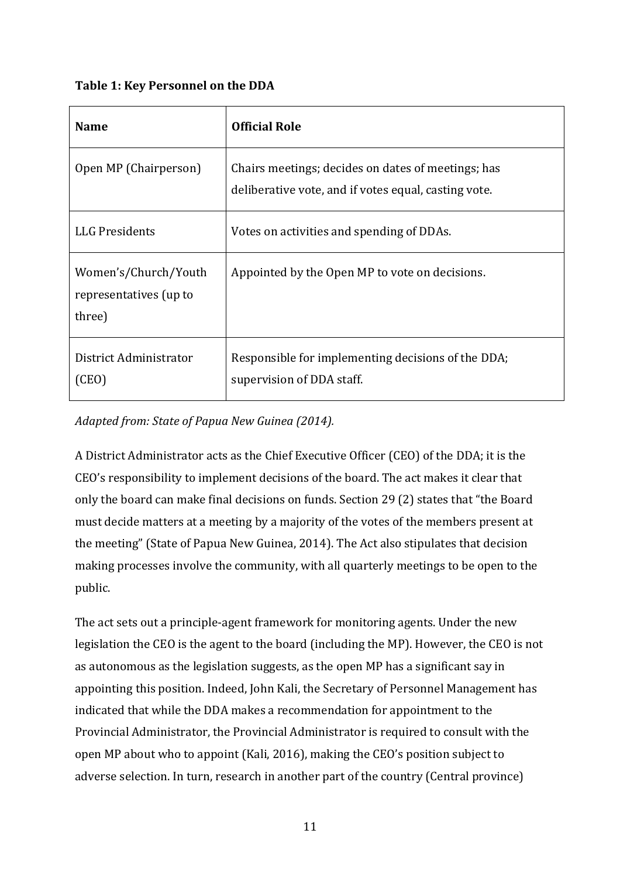**Table 1: Key Personnel on the DDA**

| Name | Official Role |
|---|---|
| Open MP (Chairperson) | Chairs meetings; decides on dates of meetings; has deliberative vote, and if votes equal, casting vote. |
| LLG Presidents | Votes on activities and spending of DDAs. |
| Women's/Church/Youth representatives (up to three) | Appointed by the Open MP to vote on decisions. |
| District Administrator (CEO) | Responsible for implementing decisions of the DDA; supervision of DDA staff. |

*Adapted from: State of Papua New Guinea (2014).*

A District Administrator acts as the Chief Executive Officer (CEO) of the DDA; it is the CEO's responsibility to implement decisions of the board. The act makes it clear that only the board can make final decisions on funds. Section 29 (2) states that "the Board must decide matters at a meeting by a majority of the votes of the members present at the meeting" (State of Papua New Guinea, 2014). The Act also stipulates that decision making processes involve the community, with all quarterly meetings to be open to the public.

The act sets out a principle-agent framework for monitoring agents. Under the new legislation the CEO is the agent to the board (including the MP). However, the CEO is not as autonomous as the legislation suggests, as the open MP has a significant say in appointing this position. Indeed, John Kali, the Secretary of Personnel Management has indicated that while the DDA makes a recommendation for appointment to the Provincial Administrator, the Provincial Administrator is required to consult with the open MP about who to appoint (Kali, 2016), making the CEO's position subject to adverse selection. In turn, research in another part of the country (Central province)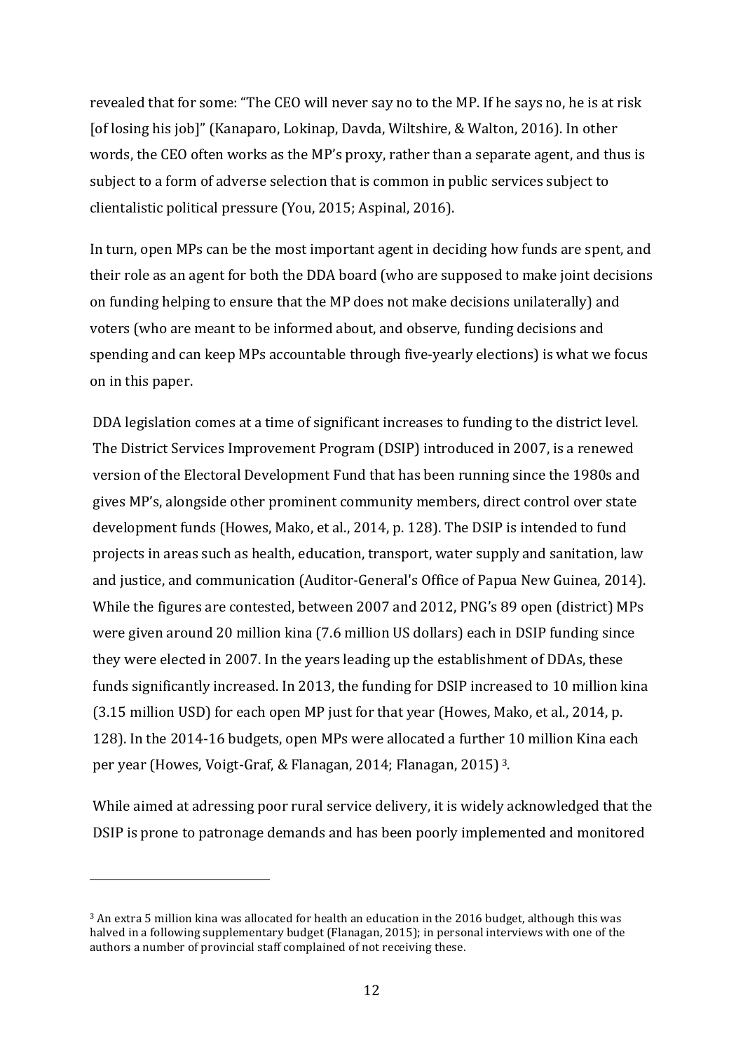revealed that for some: "The CEO will never say no to the MP. If he says no, he is at risk [of losing his job]" (Kanaparo, Lokinap, Davda, Wiltshire, & Walton, 2016). In other words, the CEO often works as the MP's proxy, rather than a separate agent, and thus is subject to a form of adverse selection that is common in public services subject to clientalistic political pressure (You, 2015; Aspinal, 2016).

In turn, open MPs can be the most important agent in deciding how funds are spent, and their role as an agent for both the DDA board (who are supposed to make joint decisions on funding helping to ensure that the MP does not make decisions unilaterally) and voters (who are meant to be informed about, and observe, funding decisions and spending and can keep MPs accountable through five-yearly elections) is what we focus on in this paper.

DDA legislation comes at a time of significant increases to funding to the district level. The District Services Improvement Program (DSIP) introduced in 2007, is a renewed version of the Electoral Development Fund that has been running since the 1980s and gives MP's, alongside other prominent community members, direct control over state development funds (Howes, Mako, et al., 2014, p. 128). The DSIP is intended to fund projects in areas such as health, education, transport, water supply and sanitation, law and justice, and communication (Auditor-General's Office of Papua New Guinea, 2014). While the figures are contested, between 2007 and 2012, PNG's 89 open (district) MPs were given around 20 million kina (7.6 million US dollars) each in DSIP funding since they were elected in 2007. In the years leading up the establishment of DDAs, these funds significantly increased. In 2013, the funding for DSIP increased to 10 million kina (3.15 million USD) for each open MP just for that year (Howes, Mako, et al., 2014, p. 128). In the 2014-16 budgets, open MPs were allocated a further 10 million Kina each per year (Howes, Voigt-Graf, & Flanagan, 2014; Flanagan, 2015) [3].

While aimed at adressing poor rural service delivery, it is widely acknowledged that the DSIP is prone to patronage demands and has been poorly implemented and monitored

---

[3] An extra 5 million kina was allocated for health an education in the 2016 budget, although this was halved in a following supplementary budget (Flanagan, 2015); in personal interviews with one of the authors a number of provincial staff complained of not receiving these.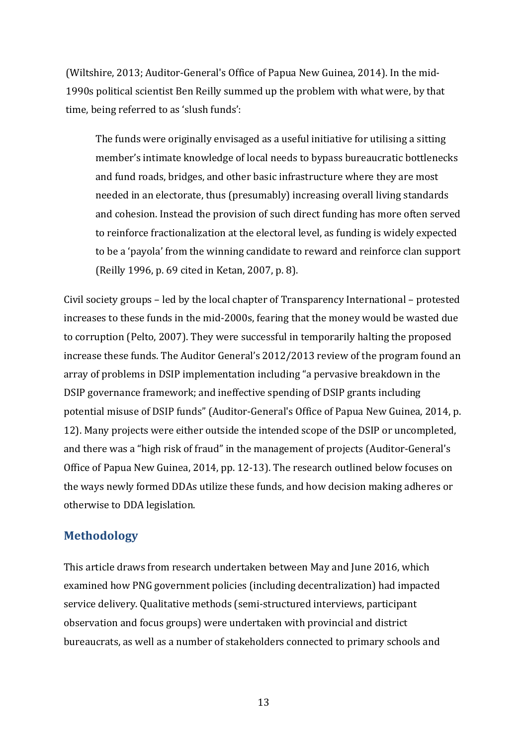(Wiltshire, 2013; Auditor-General's Office of Papua New Guinea, 2014). In the mid-1990s political scientist Ben Reilly summed up the problem with what were, by that time, being referred to as 'slush funds':

> The funds were originally envisaged as a useful initiative for utilising a sitting member's intimate knowledge of local needs to bypass bureaucratic bottlenecks and fund roads, bridges, and other basic infrastructure where they are most needed in an electorate, thus (presumably) increasing overall living standards and cohesion. Instead the provision of such direct funding has more often served to reinforce fractionalization at the electoral level, as funding is widely expected to be a 'payola' from the winning candidate to reward and reinforce clan support (Reilly 1996, p. 69 cited in Ketan, 2007, p. 8).

Civil society groups – led by the local chapter of Transparency International – protested increases to these funds in the mid-2000s, fearing that the money would be wasted due to corruption (Pelto, 2007). They were successful in temporarily halting the proposed increase these funds. The Auditor General's 2012/2013 review of the program found an array of problems in DSIP implementation including "a pervasive breakdown in the DSIP governance framework; and ineffective spending of DSIP grants including potential misuse of DSIP funds" (Auditor-General's Office of Papua New Guinea, 2014, p. 12). Many projects were either outside the intended scope of the DSIP or uncompleted, and there was a "high risk of fraud" in the management of projects (Auditor-General's Office of Papua New Guinea, 2014, pp. 12-13). The research outlined below focuses on the ways newly formed DDAs utilize these funds, and how decision making adheres or otherwise to DDA legislation.

## Methodology

This article draws from research undertaken between May and June 2016, which examined how PNG government policies (including decentralization) had impacted service delivery. Qualitative methods (semi-structured interviews, participant observation and focus groups) were undertaken with provincial and district bureaucrats, as well as a number of stakeholders connected to primary schools and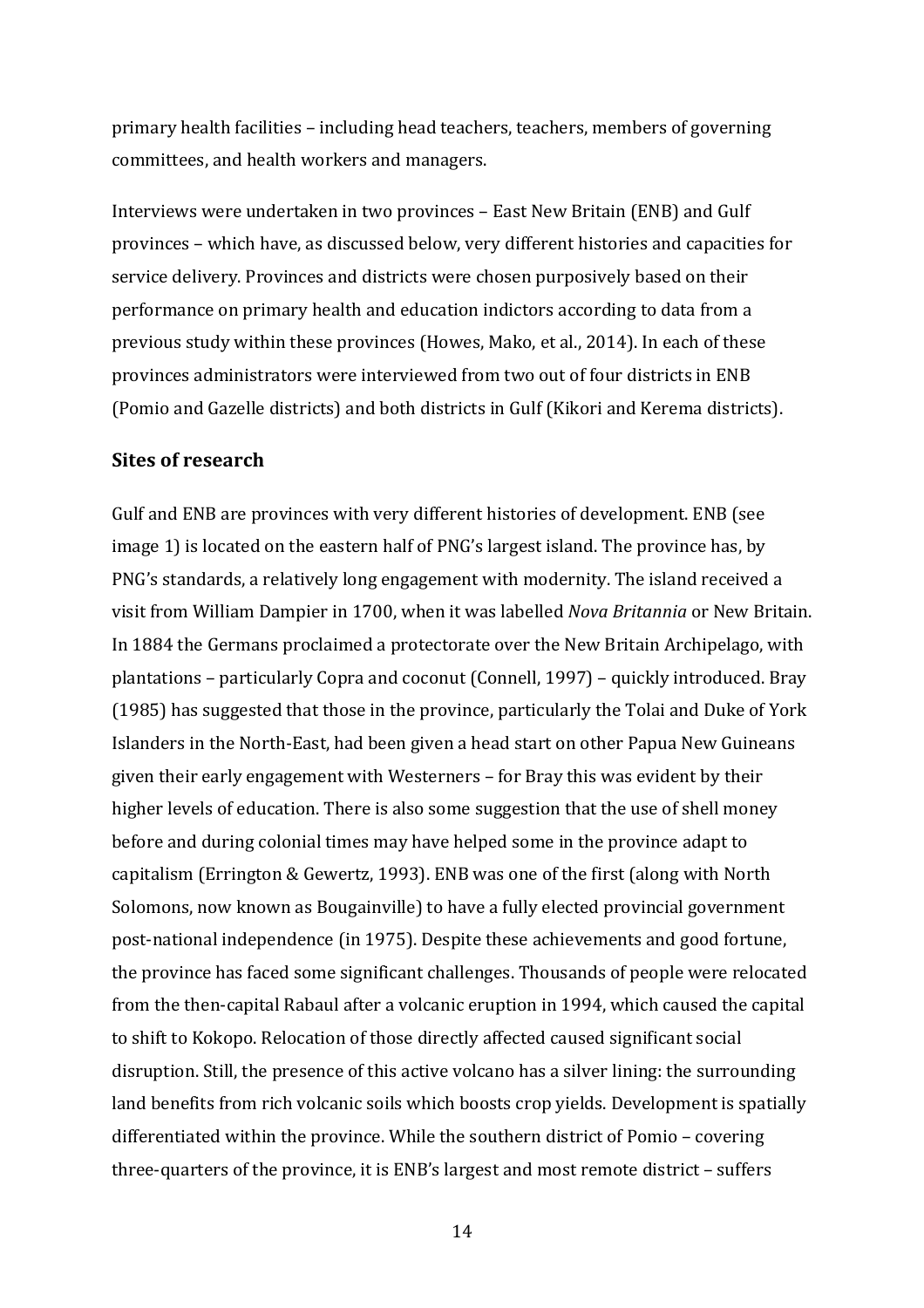primary health facilities – including head teachers, teachers, members of governing committees, and health workers and managers.

Interviews were undertaken in two provinces – East New Britain (ENB) and Gulf provinces – which have, as discussed below, very different histories and capacities for service delivery. Provinces and districts were chosen purposively based on their performance on primary health and education indictors according to data from a previous study within these provinces (Howes, Mako, et al., 2014). In each of these provinces administrators were interviewed from two out of four districts in ENB (Pomio and Gazelle districts) and both districts in Gulf (Kikori and Kerema districts).

## Sites of research

Gulf and ENB are provinces with very different histories of development. ENB (see image 1) is located on the eastern half of PNG's largest island. The province has, by PNG's standards, a relatively long engagement with modernity. The island received a visit from William Dampier in 1700, when it was labelled *Nova Britannia* or New Britain. In 1884 the Germans proclaimed a protectorate over the New Britain Archipelago, with plantations – particularly Copra and coconut (Connell, 1997) – quickly introduced. Bray (1985) has suggested that those in the province, particularly the Tolai and Duke of York Islanders in the North-East, had been given a head start on other Papua New Guineans given their early engagement with Westerners – for Bray this was evident by their higher levels of education. There is also some suggestion that the use of shell money before and during colonial times may have helped some in the province adapt to capitalism (Errington & Gewertz, 1993). ENB was one of the first (along with North Solomons, now known as Bougainville) to have a fully elected provincial government post-national independence (in 1975). Despite these achievements and good fortune, the province has faced some significant challenges. Thousands of people were relocated from the then-capital Rabaul after a volcanic eruption in 1994, which caused the capital to shift to Kokopo. Relocation of those directly affected caused significant social disruption. Still, the presence of this active volcano has a silver lining: the surrounding land benefits from rich volcanic soils which boosts crop yields. Development is spatially differentiated within the province. While the southern district of Pomio – covering three-quarters of the province, it is ENB's largest and most remote district – suffers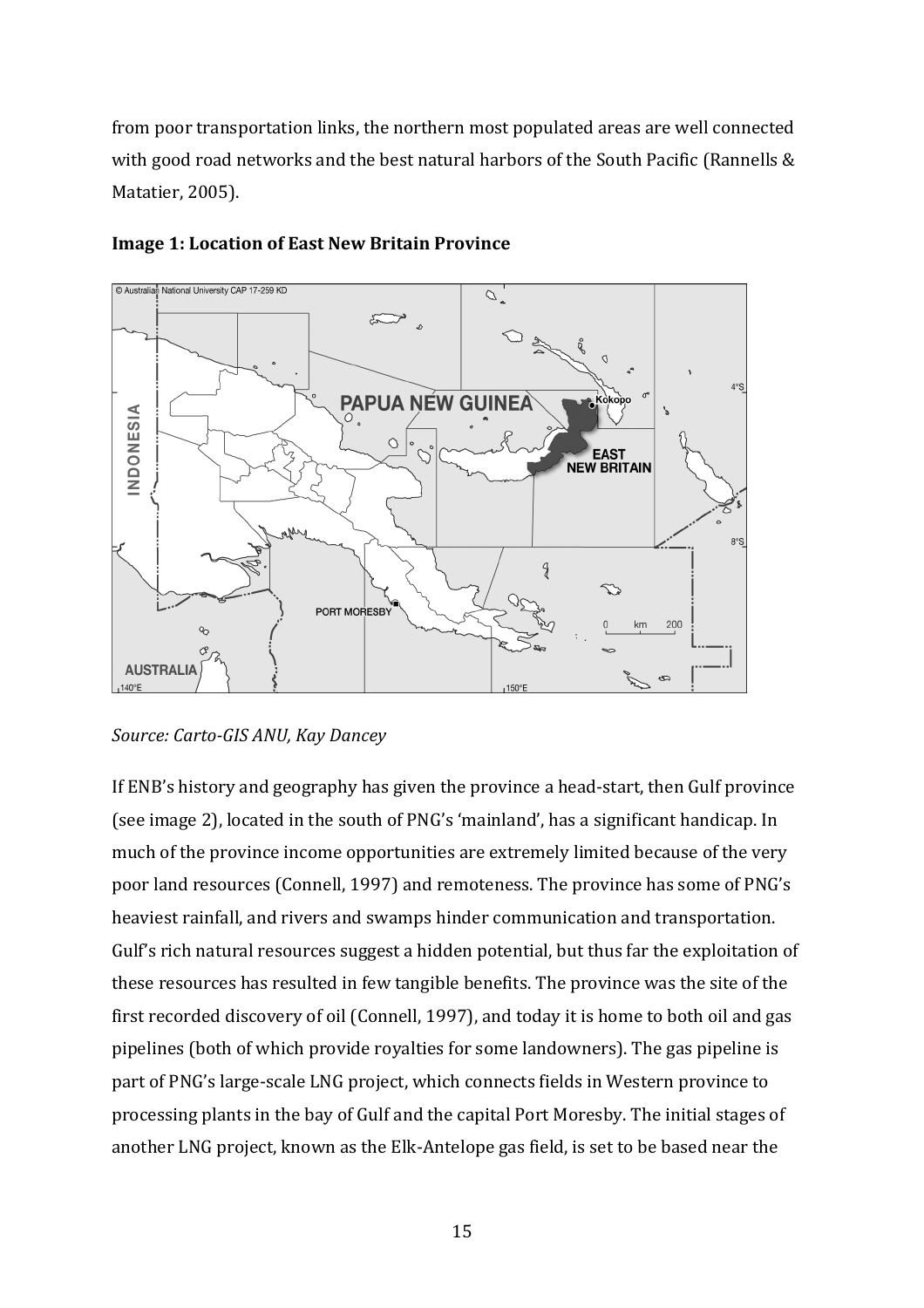from poor transportation links, the northern most populated areas are well connected with good road networks and the best natural harbors of the South Pacific (Rannells & Matatier, 2005).

**Image 1: Location of East New Britain Province**

*Source: Carto-GIS ANU, Kay Dancey*

If ENB's history and geography has given the province a head-start, then Gulf province (see image 2), located in the south of PNG's 'mainland', has a significant handicap. In much of the province income opportunities are extremely limited because of the very poor land resources (Connell, 1997) and remoteness. The province has some of PNG's heaviest rainfall, and rivers and swamps hinder communication and transportation. Gulf's rich natural resources suggest a hidden potential, but thus far the exploitation of these resources has resulted in few tangible benefits. The province was the site of the first recorded discovery of oil (Connell, 1997), and today it is home to both oil and gas pipelines (both of which provide royalties for some landowners). The gas pipeline is part of PNG's large-scale LNG project, which connects fields in Western province to processing plants in the bay of Gulf and the capital Port Moresby. The initial stages of another LNG project, known as the Elk-Antelope gas field, is set to be based near the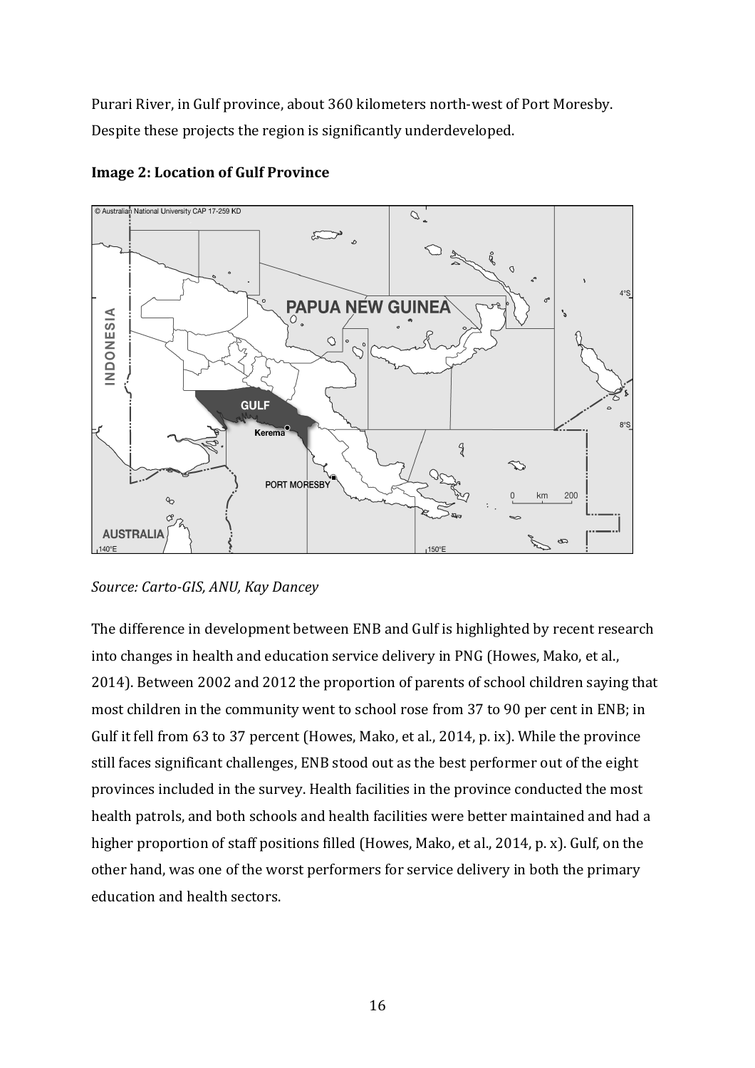Purari River, in Gulf province, about 360 kilometers north-west of Port Moresby. Despite these projects the region is significantly underdeveloped.

**Image 2: Location of Gulf Province**

*Source: Carto-GIS, ANU, Kay Dancey*

The difference in development between ENB and Gulf is highlighted by recent research into changes in health and education service delivery in PNG (Howes, Mako, et al., 2014). Between 2002 and 2012 the proportion of parents of school children saying that most children in the community went to school rose from 37 to 90 per cent in ENB; in Gulf it fell from 63 to 37 percent (Howes, Mako, et al., 2014, p. ix). While the province still faces significant challenges, ENB stood out as the best performer out of the eight provinces included in the survey. Health facilities in the province conducted the most health patrols, and both schools and health facilities were better maintained and had a higher proportion of staff positions filled (Howes, Mako, et al., 2014, p. x). Gulf, on the other hand, was one of the worst performers for service delivery in both the primary education and health sectors.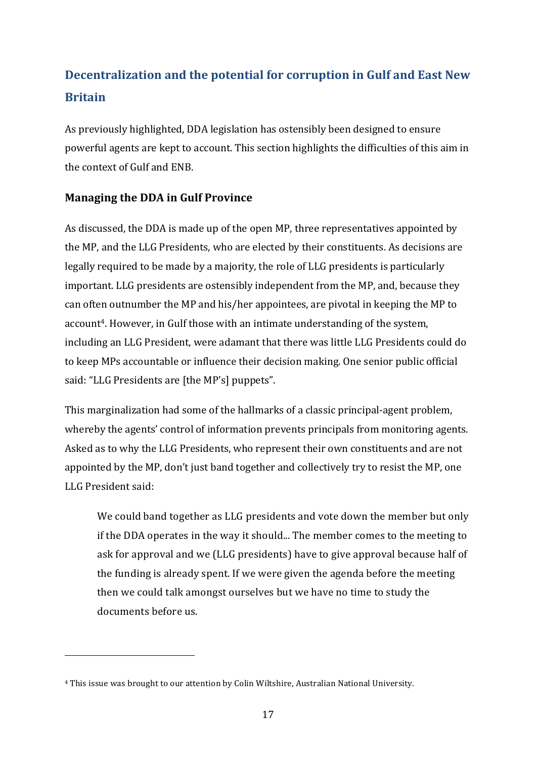## Decentralization and the potential for corruption in Gulf and East New Britain

As previously highlighted, DDA legislation has ostensibly been designed to ensure powerful agents are kept to account. This section highlights the difficulties of this aim in the context of Gulf and ENB.

### Managing the DDA in Gulf Province

As discussed, the DDA is made up of the open MP, three representatives appointed by the MP, and the LLG Presidents, who are elected by their constituents. As decisions are legally required to be made by a majority, the role of LLG presidents is particularly important. LLG presidents are ostensibly independent from the MP, and, because they can often outnumber the MP and his/her appointees, are pivotal in keeping the MP to account[4]. However, in Gulf those with an intimate understanding of the system, including an LLG President, were adamant that there was little LLG Presidents could do to keep MPs accountable or influence their decision making. One senior public official said: "LLG Presidents are [the MP's] puppets".

This marginalization had some of the hallmarks of a classic principal-agent problem, whereby the agents' control of information prevents principals from monitoring agents. Asked as to why the LLG Presidents, who represent their own constituents and are not appointed by the MP, don't just band together and collectively try to resist the MP, one LLG President said:

> We could band together as LLG presidents and vote down the member but only if the DDA operates in the way it should... The member comes to the meeting to ask for approval and we (LLG presidents) have to give approval because half of the funding is already spent. If we were given the agenda before the meeting then we could talk amongst ourselves but we have no time to study the documents before us.

---

[4] This issue was brought to our attention by Colin Wiltshire, Australian National University.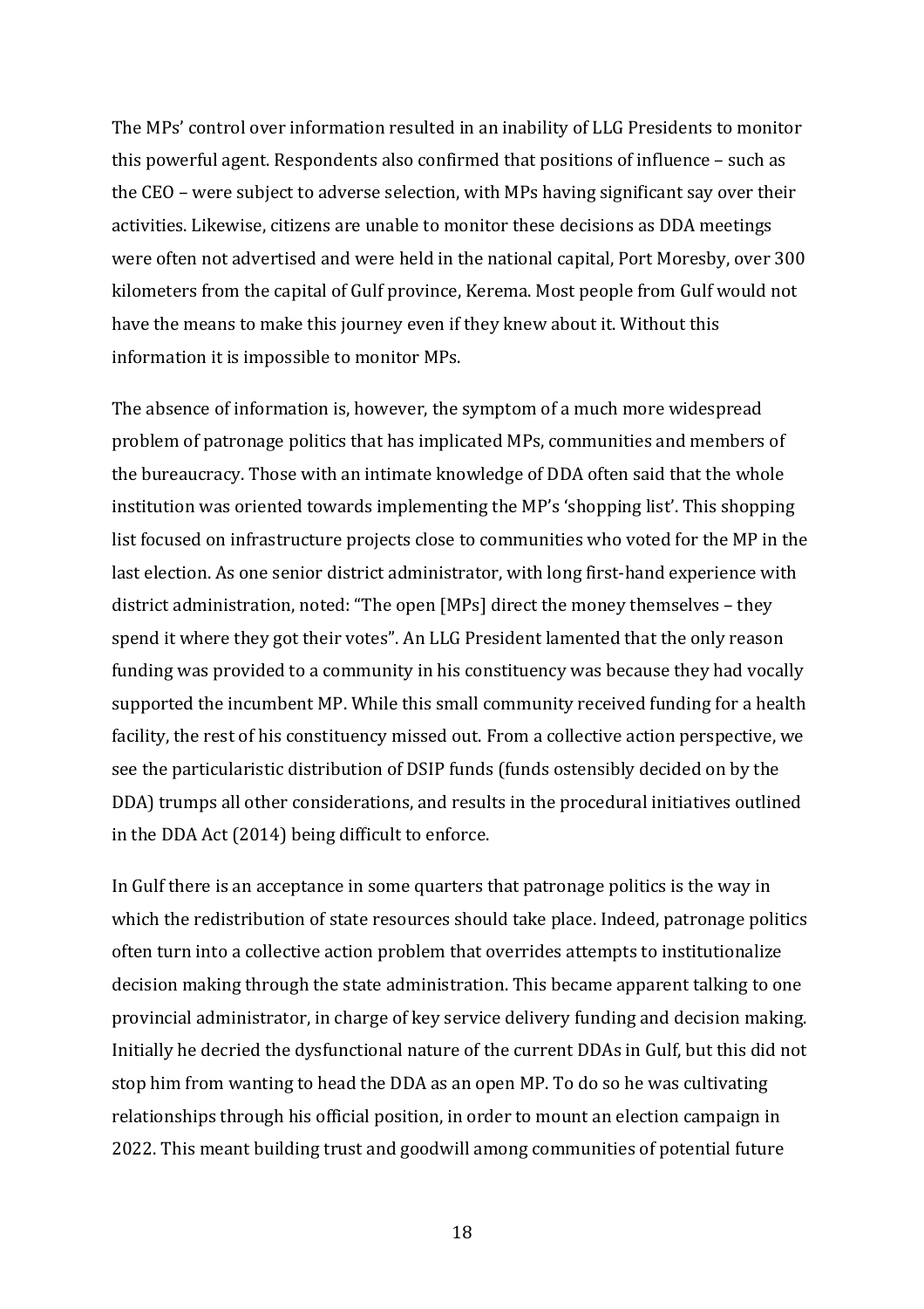The MPs' control over information resulted in an inability of LLG Presidents to monitor this powerful agent. Respondents also confirmed that positions of influence – such as the CEO – were subject to adverse selection, with MPs having significant say over their activities. Likewise, citizens are unable to monitor these decisions as DDA meetings were often not advertised and were held in the national capital, Port Moresby, over 300 kilometers from the capital of Gulf province, Kerema. Most people from Gulf would not have the means to make this journey even if they knew about it. Without this information it is impossible to monitor MPs.

The absence of information is, however, the symptom of a much more widespread problem of patronage politics that has implicated MPs, communities and members of the bureaucracy. Those with an intimate knowledge of DDA often said that the whole institution was oriented towards implementing the MP's 'shopping list'. This shopping list focused on infrastructure projects close to communities who voted for the MP in the last election. As one senior district administrator, with long first-hand experience with district administration, noted: "The open [MPs] direct the money themselves – they spend it where they got their votes". An LLG President lamented that the only reason funding was provided to a community in his constituency was because they had vocally supported the incumbent MP. While this small community received funding for a health facility, the rest of his constituency missed out. From a collective action perspective, we see the particularistic distribution of DSIP funds (funds ostensibly decided on by the DDA) trumps all other considerations, and results in the procedural initiatives outlined in the DDA Act (2014) being difficult to enforce.

In Gulf there is an acceptance in some quarters that patronage politics is the way in which the redistribution of state resources should take place. Indeed, patronage politics often turn into a collective action problem that overrides attempts to institutionalize decision making through the state administration. This became apparent talking to one provincial administrator, in charge of key service delivery funding and decision making. Initially he decried the dysfunctional nature of the current DDAs in Gulf, but this did not stop him from wanting to head the DDA as an open MP. To do so he was cultivating relationships through his official position, in order to mount an election campaign in 2022. This meant building trust and goodwill among communities of potential future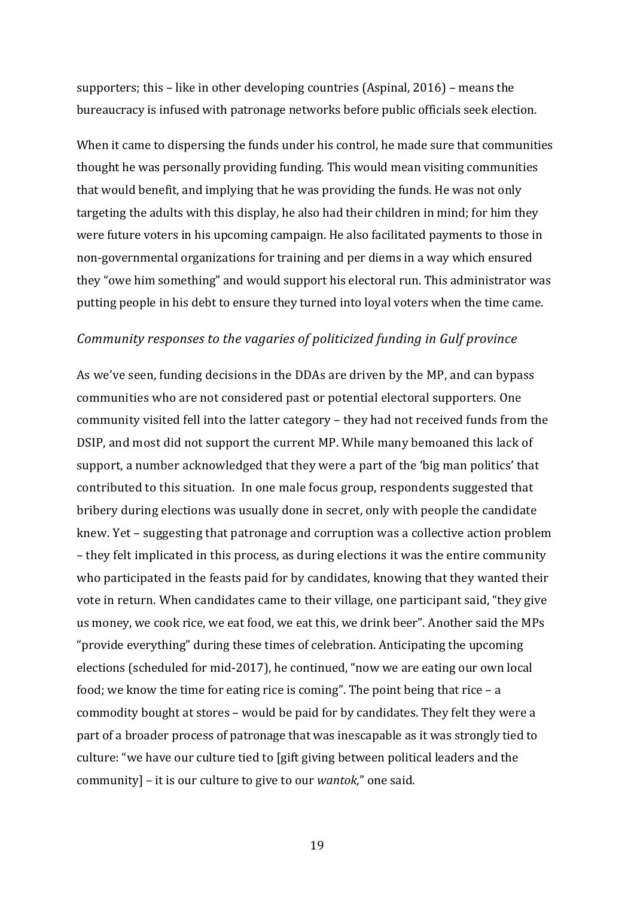supporters; this – like in other developing countries (Aspinal, 2016) – means the bureaucracy is infused with patronage networks before public officials seek election.

When it came to dispersing the funds under his control, he made sure that communities thought he was personally providing funding. This would mean visiting communities that would benefit, and implying that he was providing the funds. He was not only targeting the adults with this display, he also had their children in mind; for him they were future voters in his upcoming campaign. He also facilitated payments to those in non-governmental organizations for training and per diems in a way which ensured they "owe him something" and would support his electoral run. This administrator was putting people in his debt to ensure they turned into loyal voters when the time came.

*Community responses to the vagaries of politicized funding in Gulf province*

As we've seen, funding decisions in the DDAs are driven by the MP, and can bypass communities who are not considered past or potential electoral supporters. One community visited fell into the latter category – they had not received funds from the DSIP, and most did not support the current MP. While many bemoaned this lack of support, a number acknowledged that they were a part of the 'big man politics' that contributed to this situation. In one male focus group, respondents suggested that bribery during elections was usually done in secret, only with people the candidate knew. Yet – suggesting that patronage and corruption was a collective action problem – they felt implicated in this process, as during elections it was the entire community who participated in the feasts paid for by candidates, knowing that they wanted their vote in return. When candidates came to their village, one participant said, "they give us money, we cook rice, we eat food, we eat this, we drink beer". Another said the MPs "provide everything" during these times of celebration. Anticipating the upcoming elections (scheduled for mid-2017), he continued, "now we are eating our own local food; we know the time for eating rice is coming". The point being that rice – a commodity bought at stores – would be paid for by candidates. They felt they were a part of a broader process of patronage that was inescapable as it was strongly tied to culture: "we have our culture tied to [gift giving between political leaders and the community] – it is our culture to give to our *wantok*," one said.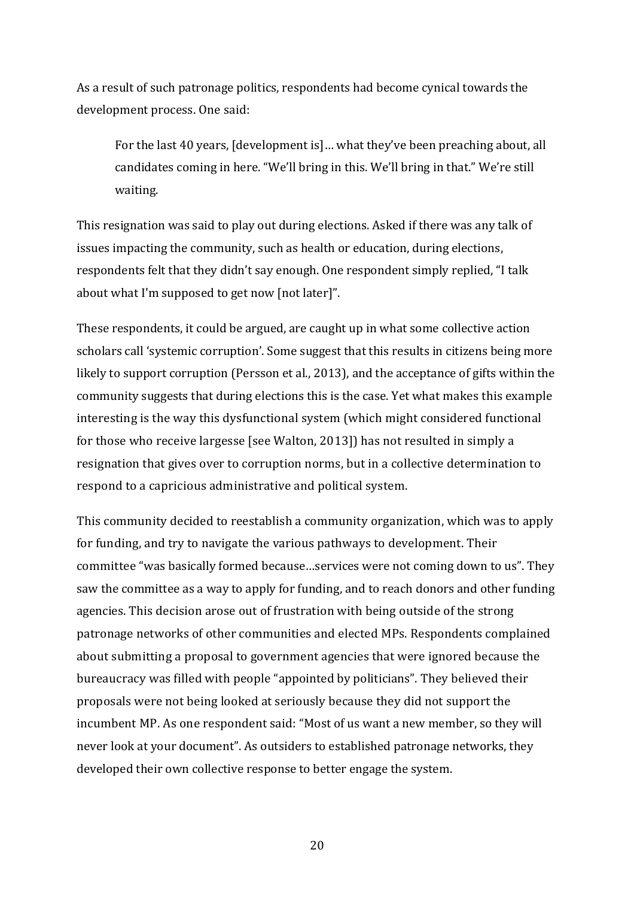As a result of such patronage politics, respondents had become cynical towards the development process. One said:

> For the last 40 years, [development is]… what they've been preaching about, all candidates coming in here. "We'll bring in this. We'll bring in that." We're still waiting.

This resignation was said to play out during elections. Asked if there was any talk of issues impacting the community, such as health or education, during elections, respondents felt that they didn't say enough. One respondent simply replied, "I talk about what I'm supposed to get now [not later]".

These respondents, it could be argued, are caught up in what some collective action scholars call 'systemic corruption'. Some suggest that this results in citizens being more likely to support corruption (Persson et al., 2013), and the acceptance of gifts within the community suggests that during elections this is the case. Yet what makes this example interesting is the way this dysfunctional system (which might considered functional for those who receive largesse [see Walton, 2013]) has not resulted in simply a resignation that gives over to corruption norms, but in a collective determination to respond to a capricious administrative and political system.

This community decided to reestablish a community organization, which was to apply for funding, and try to navigate the various pathways to development. Their committee "was basically formed because…services were not coming down to us". They saw the committee as a way to apply for funding, and to reach donors and other funding agencies. This decision arose out of frustration with being outside of the strong patronage networks of other communities and elected MPs. Respondents complained about submitting a proposal to government agencies that were ignored because the bureaucracy was filled with people "appointed by politicians". They believed their proposals were not being looked at seriously because they did not support the incumbent MP. As one respondent said: "Most of us want a new member, so they will never look at your document". As outsiders to established patronage networks, they developed their own collective response to better engage the system.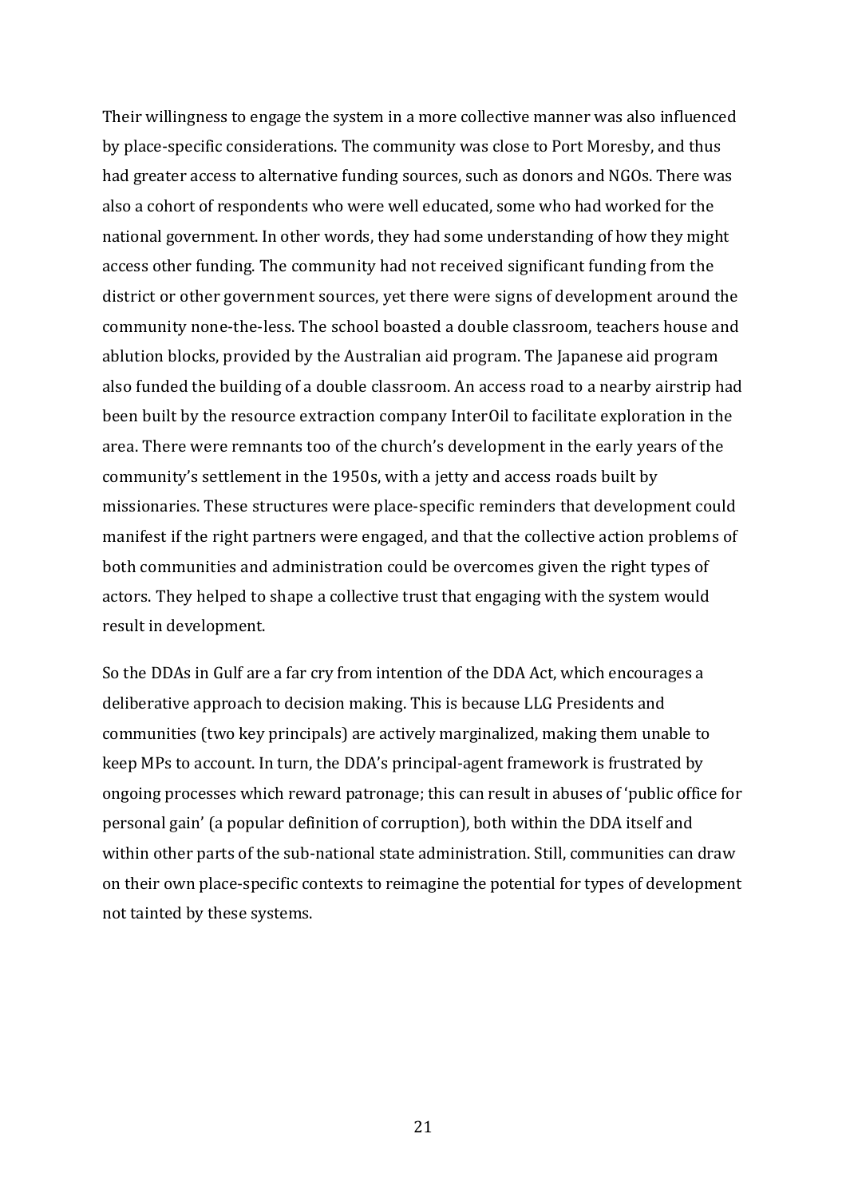Their willingness to engage the system in a more collective manner was also influenced by place-specific considerations. The community was close to Port Moresby, and thus had greater access to alternative funding sources, such as donors and NGOs. There was also a cohort of respondents who were well educated, some who had worked for the national government. In other words, they had some understanding of how they might access other funding. The community had not received significant funding from the district or other government sources, yet there were signs of development around the community none-the-less. The school boasted a double classroom, teachers house and ablution blocks, provided by the Australian aid program. The Japanese aid program also funded the building of a double classroom. An access road to a nearby airstrip had been built by the resource extraction company InterOil to facilitate exploration in the area. There were remnants too of the church's development in the early years of the community's settlement in the 1950s, with a jetty and access roads built by missionaries. These structures were place-specific reminders that development could manifest if the right partners were engaged, and that the collective action problems of both communities and administration could be overcomes given the right types of actors. They helped to shape a collective trust that engaging with the system would result in development.

So the DDAs in Gulf are a far cry from intention of the DDA Act, which encourages a deliberative approach to decision making. This is because LLG Presidents and communities (two key principals) are actively marginalized, making them unable to keep MPs to account. In turn, the DDA's principal-agent framework is frustrated by ongoing processes which reward patronage; this can result in abuses of 'public office for personal gain' (a popular definition of corruption), both within the DDA itself and within other parts of the sub-national state administration. Still, communities can draw on their own place-specific contexts to reimagine the potential for types of development not tainted by these systems.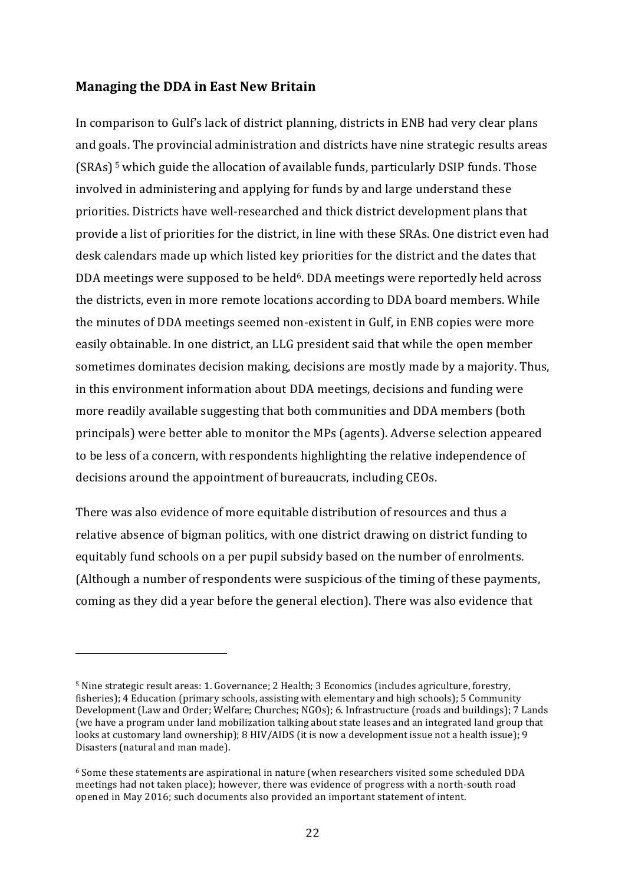## Managing the DDA in East New Britain

In comparison to Gulf's lack of district planning, districts in ENB had very clear plans and goals. The provincial administration and districts have nine strategic results areas (SRAs) [5] which guide the allocation of available funds, particularly DSIP funds. Those involved in administering and applying for funds by and large understand these priorities. Districts have well-researched and thick district development plans that provide a list of priorities for the district, in line with these SRAs. One district even had desk calendars made up which listed key priorities for the district and the dates that DDA meetings were supposed to be held[6]. DDA meetings were reportedly held across the districts, even in more remote locations according to DDA board members. While the minutes of DDA meetings seemed non-existent in Gulf, in ENB copies were more easily obtainable. In one district, an LLG president said that while the open member sometimes dominates decision making, decisions are mostly made by a majority. Thus, in this environment information about DDA meetings, decisions and funding were more readily available suggesting that both communities and DDA members (both principals) were better able to monitor the MPs (agents). Adverse selection appeared to be less of a concern, with respondents highlighting the relative independence of decisions around the appointment of bureaucrats, including CEOs.

There was also evidence of more equitable distribution of resources and thus a relative absence of bigman politics, with one district drawing on district funding to equitably fund schools on a per pupil subsidy based on the number of enrolments. (Although a number of respondents were suspicious of the timing of these payments, coming as they did a year before the general election). There was also evidence that

---

[5] Nine strategic result areas: 1. Governance; 2 Health; 3 Economics (includes agriculture, forestry, fisheries); 4 Education (primary schools, assisting with elementary and high schools); 5 Community Development (Law and Order; Welfare; Churches; NGOs); 6. Infrastructure (roads and buildings); 7 Lands (we have a program under land mobilization talking about state leases and an integrated land group that looks at customary land ownership); 8 HIV/AIDS (it is now a development issue not a health issue); 9 Disasters (natural and man made).

[6] Some these statements are aspirational in nature (when researchers visited some scheduled DDA meetings had not taken place); however, there was evidence of progress with a north-south road opened in May 2016; such documents also provided an important statement of intent.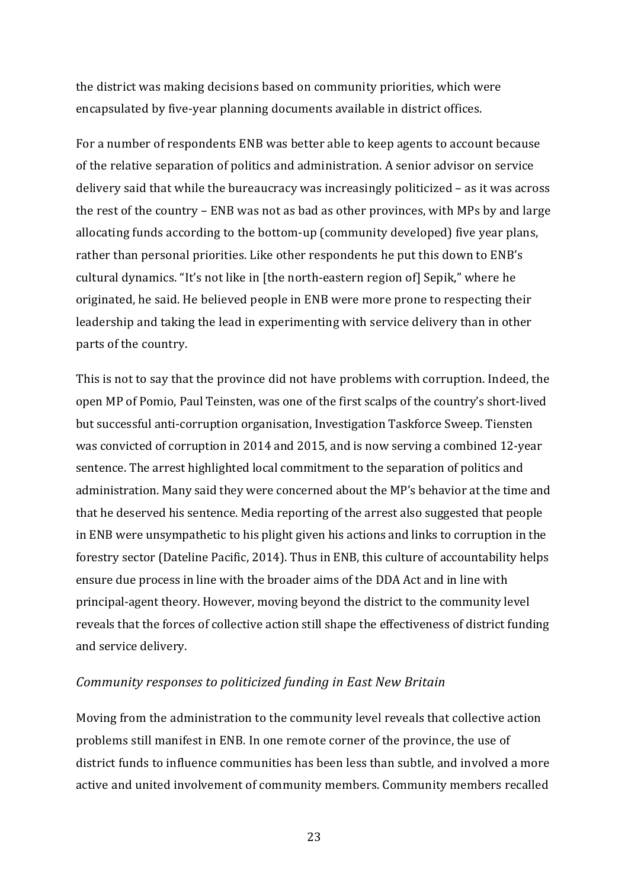the district was making decisions based on community priorities, which were encapsulated by five-year planning documents available in district offices.

For a number of respondents ENB was better able to keep agents to account because of the relative separation of politics and administration. A senior advisor on service delivery said that while the bureaucracy was increasingly politicized – as it was across the rest of the country – ENB was not as bad as other provinces, with MPs by and large allocating funds according to the bottom-up (community developed) five year plans, rather than personal priorities. Like other respondents he put this down to ENB's cultural dynamics. "It's not like in [the north-eastern region of] Sepik," where he originated, he said. He believed people in ENB were more prone to respecting their leadership and taking the lead in experimenting with service delivery than in other parts of the country.

This is not to say that the province did not have problems with corruption. Indeed, the open MP of Pomio, Paul Teinsten, was one of the first scalps of the country's short-lived but successful anti-corruption organisation, Investigation Taskforce Sweep. Tiensten was convicted of corruption in 2014 and 2015, and is now serving a combined 12-year sentence. The arrest highlighted local commitment to the separation of politics and administration. Many said they were concerned about the MP's behavior at the time and that he deserved his sentence. Media reporting of the arrest also suggested that people in ENB were unsympathetic to his plight given his actions and links to corruption in the forestry sector (Dateline Pacific, 2014). Thus in ENB, this culture of accountability helps ensure due process in line with the broader aims of the DDA Act and in line with principal-agent theory. However, moving beyond the district to the community level reveals that the forces of collective action still shape the effectiveness of district funding and service delivery.

*Community responses to politicized funding in East New Britain*

Moving from the administration to the community level reveals that collective action problems still manifest in ENB. In one remote corner of the province, the use of district funds to influence communities has been less than subtle, and involved a more active and united involvement of community members. Community members recalled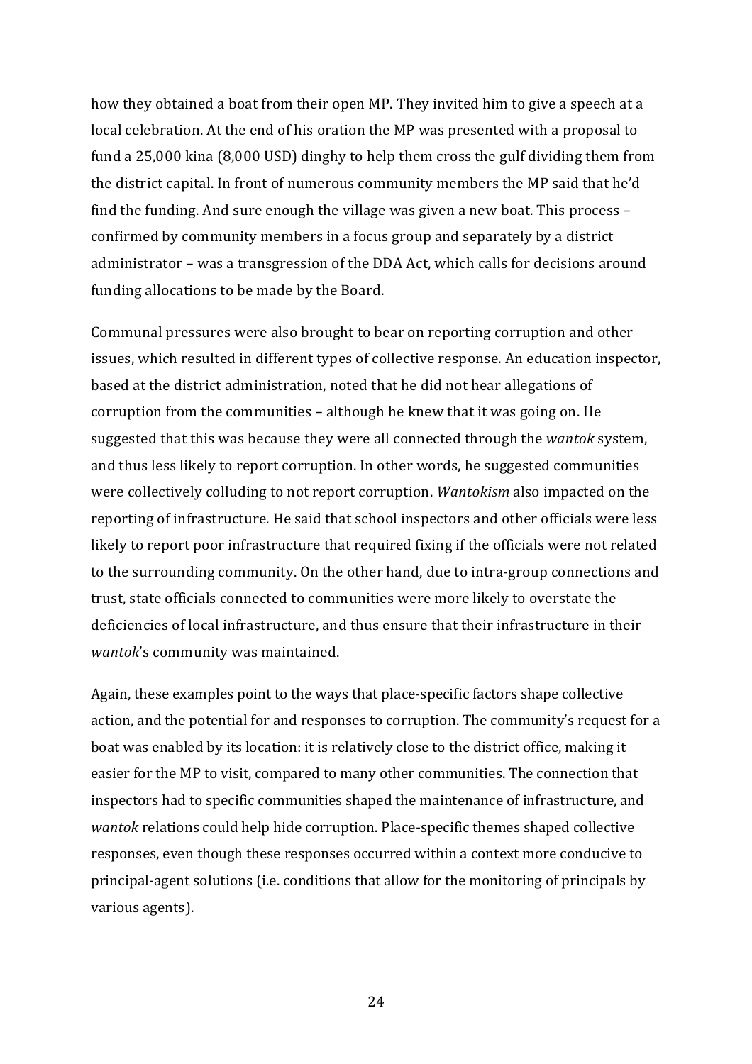how they obtained a boat from their open MP. They invited him to give a speech at a local celebration. At the end of his oration the MP was presented with a proposal to fund a 25,000 kina (8,000 USD) dinghy to help them cross the gulf dividing them from the district capital. In front of numerous community members the MP said that he'd find the funding. And sure enough the village was given a new boat. This process – confirmed by community members in a focus group and separately by a district administrator – was a transgression of the DDA Act, which calls for decisions around funding allocations to be made by the Board.

Communal pressures were also brought to bear on reporting corruption and other issues, which resulted in different types of collective response. An education inspector, based at the district administration, noted that he did not hear allegations of corruption from the communities – although he knew that it was going on. He suggested that this was because they were all connected through the *wantok* system, and thus less likely to report corruption. In other words, he suggested communities were collectively colluding to not report corruption. *Wantokism* also impacted on the reporting of infrastructure. He said that school inspectors and other officials were less likely to report poor infrastructure that required fixing if the officials were not related to the surrounding community. On the other hand, due to intra-group connections and trust, state officials connected to communities were more likely to overstate the deficiencies of local infrastructure, and thus ensure that their infrastructure in their *wantok*'s community was maintained.

Again, these examples point to the ways that place-specific factors shape collective action, and the potential for and responses to corruption. The community's request for a boat was enabled by its location: it is relatively close to the district office, making it easier for the MP to visit, compared to many other communities. The connection that inspectors had to specific communities shaped the maintenance of infrastructure, and *wantok* relations could help hide corruption. Place-specific themes shaped collective responses, even though these responses occurred within a context more conducive to principal-agent solutions (i.e. conditions that allow for the monitoring of principals by various agents).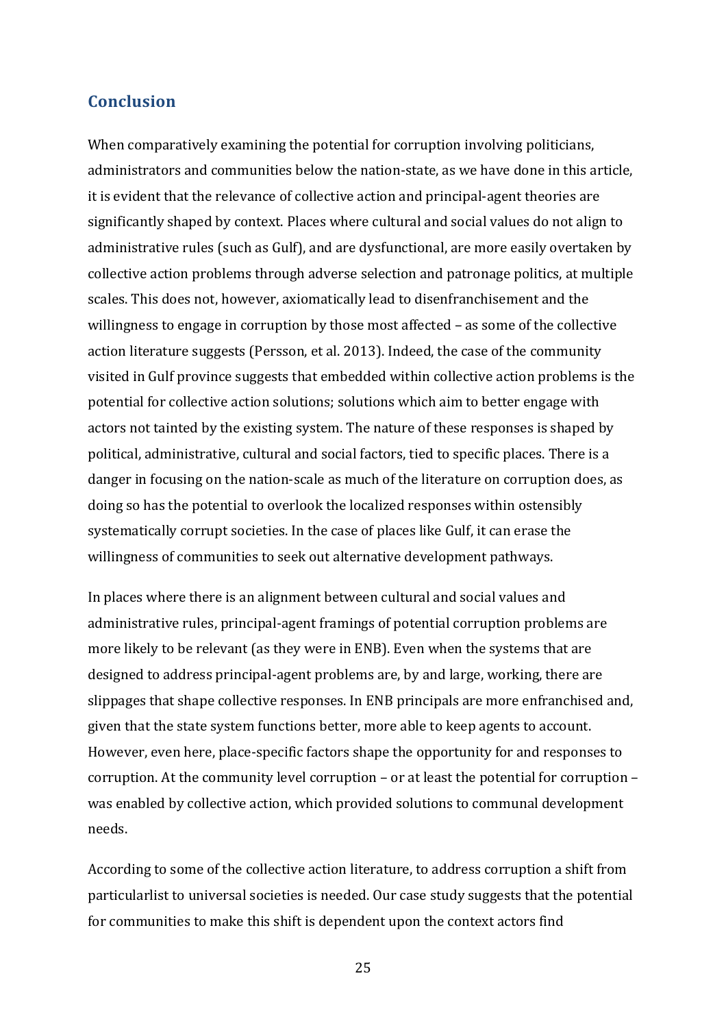## Conclusion

When comparatively examining the potential for corruption involving politicians, administrators and communities below the nation-state, as we have done in this article, it is evident that the relevance of collective action and principal-agent theories are significantly shaped by context. Places where cultural and social values do not align to administrative rules (such as Gulf), and are dysfunctional, are more easily overtaken by collective action problems through adverse selection and patronage politics, at multiple scales. This does not, however, axiomatically lead to disenfranchisement and the willingness to engage in corruption by those most affected – as some of the collective action literature suggests (Persson, et al. 2013). Indeed, the case of the community visited in Gulf province suggests that embedded within collective action problems is the potential for collective action solutions; solutions which aim to better engage with actors not tainted by the existing system. The nature of these responses is shaped by political, administrative, cultural and social factors, tied to specific places. There is a danger in focusing on the nation-scale as much of the literature on corruption does, as doing so has the potential to overlook the localized responses within ostensibly systematically corrupt societies. In the case of places like Gulf, it can erase the willingness of communities to seek out alternative development pathways.

In places where there is an alignment between cultural and social values and administrative rules, principal-agent framings of potential corruption problems are more likely to be relevant (as they were in ENB). Even when the systems that are designed to address principal-agent problems are, by and large, working, there are slippages that shape collective responses. In ENB principals are more enfranchised and, given that the state system functions better, more able to keep agents to account. However, even here, place-specific factors shape the opportunity for and responses to corruption. At the community level corruption – or at least the potential for corruption – was enabled by collective action, which provided solutions to communal development needs.

According to some of the collective action literature, to address corruption a shift from particularlist to universal societies is needed. Our case study suggests that the potential for communities to make this shift is dependent upon the context actors find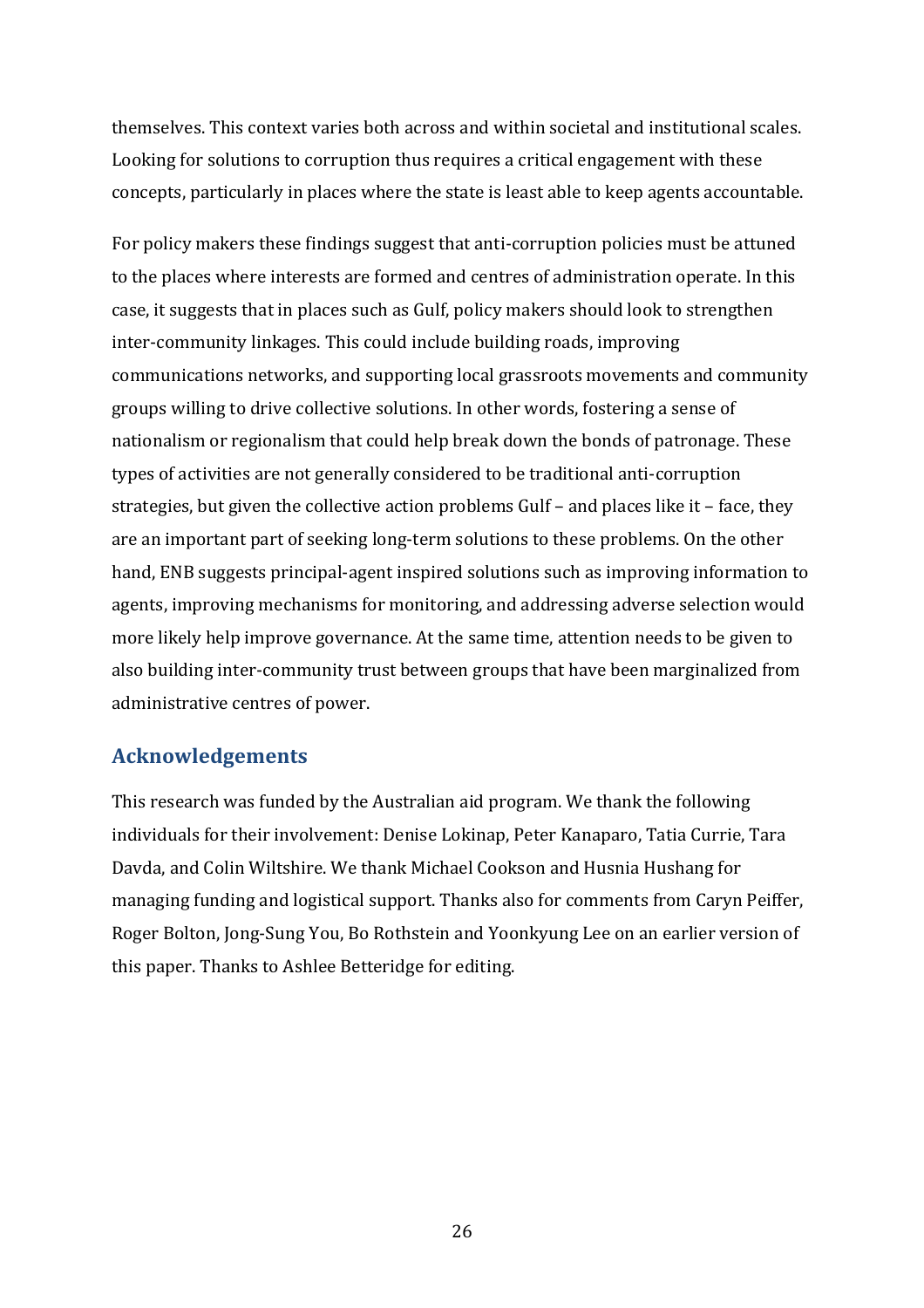themselves. This context varies both across and within societal and institutional scales. Looking for solutions to corruption thus requires a critical engagement with these concepts, particularly in places where the state is least able to keep agents accountable.

For policy makers these findings suggest that anti-corruption policies must be attuned to the places where interests are formed and centres of administration operate. In this case, it suggests that in places such as Gulf, policy makers should look to strengthen inter-community linkages. This could include building roads, improving communications networks, and supporting local grassroots movements and community groups willing to drive collective solutions. In other words, fostering a sense of nationalism or regionalism that could help break down the bonds of patronage. These types of activities are not generally considered to be traditional anti-corruption strategies, but given the collective action problems Gulf – and places like it – face, they are an important part of seeking long-term solutions to these problems. On the other hand, ENB suggests principal-agent inspired solutions such as improving information to agents, improving mechanisms for monitoring, and addressing adverse selection would more likely help improve governance. At the same time, attention needs to be given to also building inter-community trust between groups that have been marginalized from administrative centres of power.

## Acknowledgements

This research was funded by the Australian aid program. We thank the following individuals for their involvement: Denise Lokinap, Peter Kanaparo, Tatia Currie, Tara Davda, and Colin Wiltshire. We thank Michael Cookson and Husnia Hushang for managing funding and logistical support. Thanks also for comments from Caryn Peiffer, Roger Bolton, Jong-Sung You, Bo Rothstein and Yoonkyung Lee on an earlier version of this paper. Thanks to Ashlee Betteridge for editing.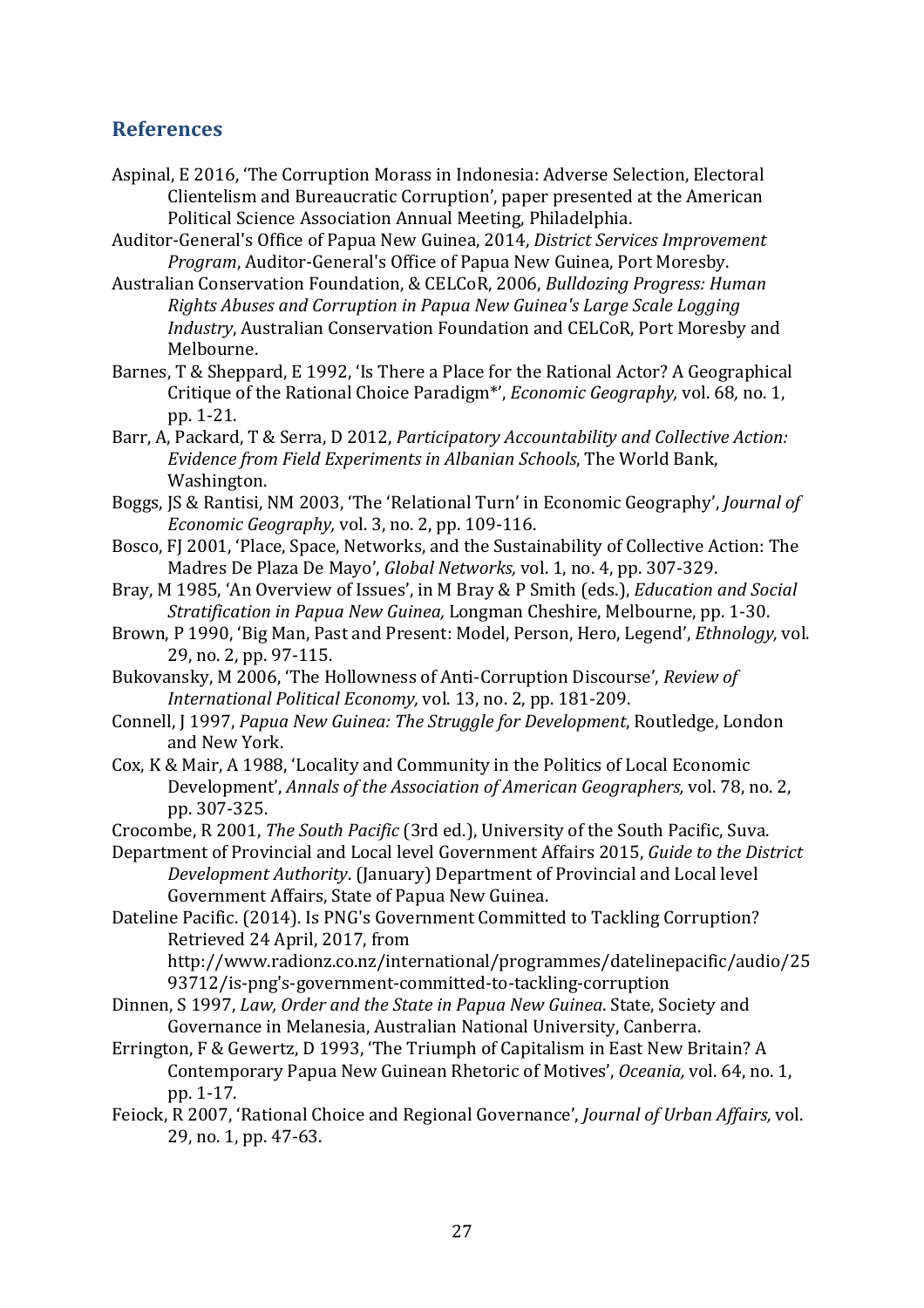## References

Aspinal, E 2016, 'The Corruption Morass in Indonesia: Adverse Selection, Electoral Clientelism and Bureaucratic Corruption', paper presented at the American Political Science Association Annual Meeting, Philadelphia.

Auditor-General's Office of Papua New Guinea, 2014, *District Services Improvement Program*, Auditor-General's Office of Papua New Guinea, Port Moresby.

Australian Conservation Foundation, & CELCoR, 2006, *Bulldozing Progress: Human Rights Abuses and Corruption in Papua New Guinea's Large Scale Logging Industry*, Australian Conservation Foundation and CELCoR, Port Moresby and Melbourne.

Barnes, T & Sheppard, E 1992, 'Is There a Place for the Rational Actor? A Geographical Critique of the Rational Choice Paradigm*', *Economic Geography,* vol. 68, no. 1, pp. 1-21.

Barr, A, Packard, T & Serra, D 2012, *Participatory Accountability and Collective Action: Evidence from Field Experiments in Albanian Schools*, The World Bank, Washington.

Boggs, JS & Rantisi, NM 2003, 'The 'Relational Turn' in Economic Geography', *Journal of Economic Geography,* vol. 3, no. 2, pp. 109-116.

Bosco, FJ 2001, 'Place, Space, Networks, and the Sustainability of Collective Action: The Madres De Plaza De Mayo', *Global Networks,* vol. 1, no. 4, pp. 307-329.

Bray, M 1985, 'An Overview of Issues', in M Bray & P Smith (eds.), *Education and Social Stratification in Papua New Guinea,* Longman Cheshire, Melbourne, pp. 1-30.

Brown, P 1990, 'Big Man, Past and Present: Model, Person, Hero, Legend', *Ethnology,* vol. 29, no. 2, pp. 97-115.

Bukovansky, M 2006, 'The Hollowness of Anti-Corruption Discourse', *Review of International Political Economy,* vol. 13, no. 2, pp. 181-209.

Connell, J 1997, *Papua New Guinea: The Struggle for Development*, Routledge, London and New York.

Cox, K & Mair, A 1988, 'Locality and Community in the Politics of Local Economic Development', *Annals of the Association of American Geographers,* vol. 78, no. 2, pp. 307-325.

Crocombe, R 2001, *The South Pacific* (3rd ed.), University of the South Pacific, Suva.

Department of Provincial and Local level Government Affairs 2015, *Guide to the District Development Authority*. (January) Department of Provincial and Local level Government Affairs, State of Papua New Guinea.

Dateline Pacific. (2014). Is PNG's Government Committed to Tackling Corruption? Retrieved 24 April, 2017, from http://www.radionz.co.nz/international/programmes/datelinepacific/audio/2593712/is-png's-government-committed-to-tackling-corruption

Dinnen, S 1997, *Law, Order and the State in Papua New Guinea*. State, Society and Governance in Melanesia, Australian National University, Canberra.

Errington, F & Gewertz, D 1993, 'The Triumph of Capitalism in East New Britain? A Contemporary Papua New Guinean Rhetoric of Motives', *Oceania,* vol. 64, no. 1, pp. 1-17.

Feiock, R 2007, 'Rational Choice and Regional Governance', *Journal of Urban Affairs,* vol. 29, no. 1, pp. 47-63.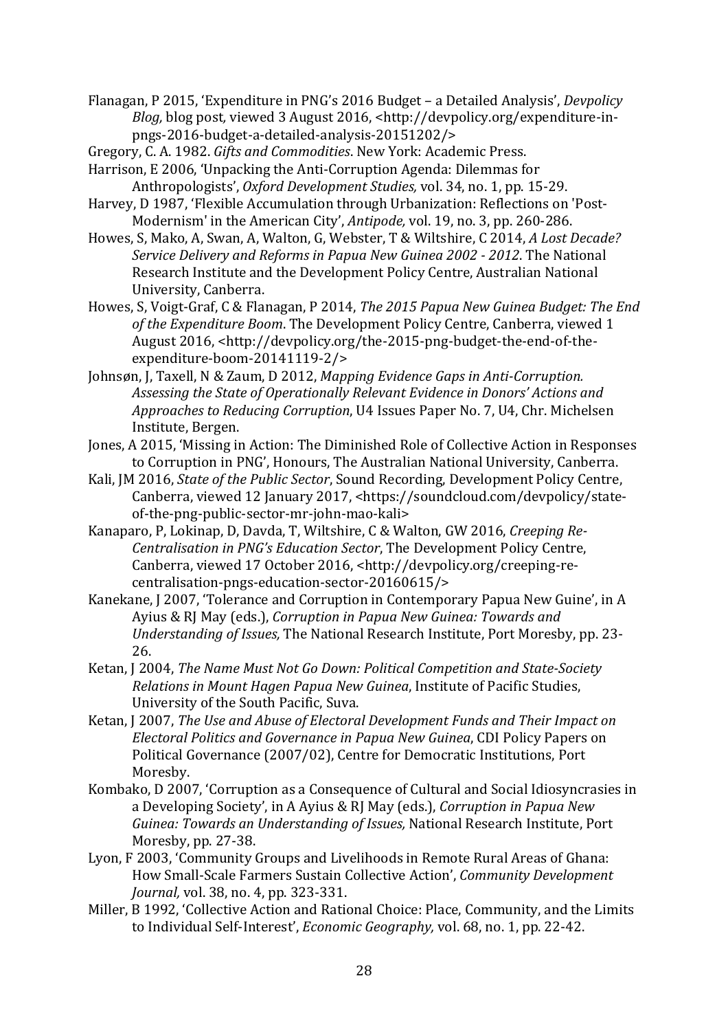Flanagan, P 2015, 'Expenditure in PNG's 2016 Budget – a Detailed Analysis', *Devpolicy Blog,* blog post, viewed 3 August 2016, <http://devpolicy.org/expenditure-in-pngs-2016-budget-a-detailed-analysis-20151202/>

Gregory, C. A. 1982. *Gifts and Commodities*. New York: Academic Press.

Harrison, E 2006, 'Unpacking the Anti-Corruption Agenda: Dilemmas for Anthropologists', *Oxford Development Studies,* vol. 34, no. 1, pp. 15-29.

Harvey, D 1987, 'Flexible Accumulation through Urbanization: Reflections on 'Post-Modernism' in the American City', *Antipode,* vol. 19, no. 3, pp. 260-286.

Howes, S, Mako, A, Swan, A, Walton, G, Webster, T & Wiltshire, C 2014, *A Lost Decade? Service Delivery and Reforms in Papua New Guinea 2002 - 2012*. The National Research Institute and the Development Policy Centre, Australian National University, Canberra.

Howes, S, Voigt-Graf, C & Flanagan, P 2014, *The 2015 Papua New Guinea Budget: The End of the Expenditure Boom*. The Development Policy Centre, Canberra, viewed 1 August 2016, <http://devpolicy.org/the-2015-png-budget-the-end-of-the-expenditure-boom-20141119-2/>

Johnsøn, J, Taxell, N & Zaum, D 2012, *Mapping Evidence Gaps in Anti-Corruption. Assessing the State of Operationally Relevant Evidence in Donors' Actions and Approaches to Reducing Corruption*, U4 Issues Paper No. 7, U4, Chr. Michelsen Institute, Bergen.

Jones, A 2015, 'Missing in Action: The Diminished Role of Collective Action in Responses to Corruption in PNG', Honours, The Australian National University, Canberra.

Kali, JM 2016, *State of the Public Sector*, Sound Recording, Development Policy Centre, Canberra, viewed 12 January 2017, <https://soundcloud.com/devpolicy/state-of-the-png-public-sector-mr-john-mao-kali>

Kanaparo, P, Lokinap, D, Davda, T, Wiltshire, C & Walton, GW 2016, *Creeping Re-Centralisation in PNG's Education Sector*, The Development Policy Centre, Canberra, viewed 17 October 2016, <http://devpolicy.org/creeping-re-centralisation-pngs-education-sector-20160615/>

Kanekane, J 2007, 'Tolerance and Corruption in Contemporary Papua New Guine', in A Ayius & RJ May (eds.), *Corruption in Papua New Guinea: Towards and Understanding of Issues,* The National Research Institute, Port Moresby, pp. 23-26.

Ketan, J 2004, *The Name Must Not Go Down: Political Competition and State-Society Relations in Mount Hagen Papua New Guinea*, Institute of Pacific Studies, University of the South Pacific, Suva.

Ketan, J 2007, *The Use and Abuse of Electoral Development Funds and Their Impact on Electoral Politics and Governance in Papua New Guinea*, CDI Policy Papers on Political Governance (2007/02), Centre for Democratic Institutions, Port Moresby.

Kombako, D 2007, 'Corruption as a Consequence of Cultural and Social Idiosyncrasies in a Developing Society', in A Ayius & RJ May (eds.), *Corruption in Papua New Guinea: Towards an Understanding of Issues,* National Research Institute, Port Moresby, pp. 27-38.

Lyon, F 2003, 'Community Groups and Livelihoods in Remote Rural Areas of Ghana: How Small-Scale Farmers Sustain Collective Action', *Community Development Journal,* vol. 38, no. 4, pp. 323-331.

Miller, B 1992, 'Collective Action and Rational Choice: Place, Community, and the Limits to Individual Self-Interest', *Economic Geography,* vol. 68, no. 1, pp. 22-42.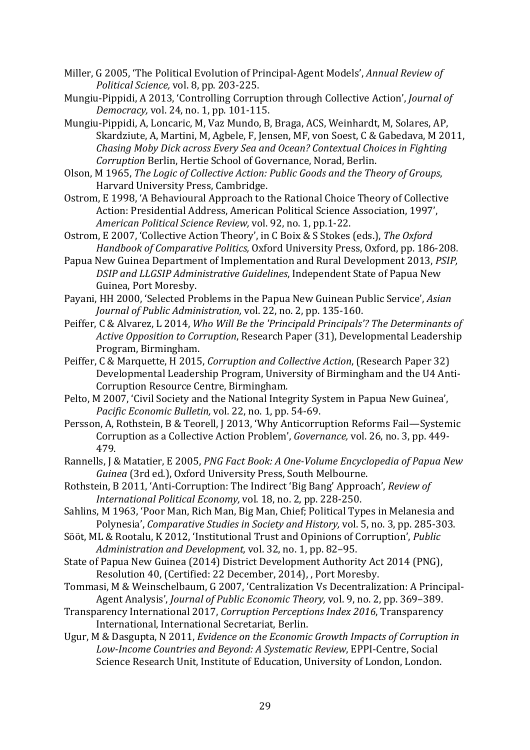Miller, G 2005, 'The Political Evolution of Principal-Agent Models', *Annual Review of Political Science,* vol. 8, pp. 203-225.

Mungiu-Pippidi, A 2013, 'Controlling Corruption through Collective Action', *Journal of Democracy,* vol. 24, no. 1, pp. 101-115.

Mungiu-Pippidi, A, Loncaric, M, Vaz Mundo, B, Braga, ACS, Weinhardt, M, Solares, AP, Skardziute, A, Martini, M, Agbele, F, Jensen, MF, von Soest, C & Gabedava, M 2011, *Chasing Moby Dick across Every Sea and Ocean? Contextual Choices in Fighting Corruption* Berlin, Hertie School of Governance, Norad, Berlin.

Olson, M 1965, *The Logic of Collective Action: Public Goods and the Theory of Groups*, Harvard University Press, Cambridge.

Ostrom, E 1998, 'A Behavioural Approach to the Rational Choice Theory of Collective Action: Presidential Address, American Political Science Association, 1997', *American Political Science Review,* vol. 92, no. 1, pp.1-22.

Ostrom, E 2007, 'Collective Action Theory', in C Boix & S Stokes (eds.), *The Oxford Handbook of Comparative Politics,* Oxford University Press, Oxford, pp. 186-208.

Papua New Guinea Department of Implementation and Rural Development 2013, *PSIP, DSIP and LLGSIP Administrative Guidelines*, Independent State of Papua New Guinea, Port Moresby.

Payani, HH 2000, 'Selected Problems in the Papua New Guinean Public Service', *Asian Journal of Public Administration,* vol. 22, no. 2, pp. 135-160.

Peiffer, C & Alvarez, L 2014, *Who Will Be the 'Principald Principals'? The Determinants of Active Opposition to Corruption*, Research Paper (31), Developmental Leadership Program, Birmingham.

Peiffer, C & Marquette, H 2015, *Corruption and Collective Action*, (Research Paper 32) Developmental Leadership Program, University of Birmingham and the U4 Anti-Corruption Resource Centre, Birmingham.

Pelto, M 2007, 'Civil Society and the National Integrity System in Papua New Guinea', *Pacific Economic Bulletin,* vol. 22, no. 1, pp. 54-69.

Persson, A, Rothstein, B & Teorell, J 2013, 'Why Anticorruption Reforms Fail—Systemic Corruption as a Collective Action Problem', *Governance,* vol. 26, no. 3, pp. 449-479.

Rannells, J & Matatier, E 2005, *PNG Fact Book: A One-Volume Encyclopedia of Papua New Guinea* (3rd ed.), Oxford University Press, South Melbourne.

Rothstein, B 2011, 'Anti-Corruption: The Indirect 'Big Bang' Approach', *Review of International Political Economy,* vol. 18, no. 2, pp. 228-250.

Sahlins, M 1963, 'Poor Man, Rich Man, Big Man, Chief; Political Types in Melanesia and Polynesia', *Comparative Studies in Society and History,* vol. 5, no. 3, pp. 285-303.

Sööt, ML & Rootalu, K 2012, 'Institutional Trust and Opinions of Corruption', *Public Administration and Development,* vol. 32, no. 1, pp. 82–95.

State of Papua New Guinea (2014) District Development Authority Act 2014 (PNG), Resolution 40, (Certified: 22 December, 2014), , Port Moresby.

Tommasi, M & Weinschelbaum, G 2007, 'Centralization Vs Decentralization: A Principal-Agent Analysis', *Journal of Public Economic Theory,* vol. 9, no. 2, pp. 369–389.

Transparency International 2017, *Corruption Perceptions Index 2016*, Transparency International, International Secretariat, Berlin.

Ugur, M & Dasgupta, N 2011, *Evidence on the Economic Growth Impacts of Corruption in Low-Income Countries and Beyond: A Systematic Review*, EPPI-Centre, Social Science Research Unit, Institute of Education, University of London, London.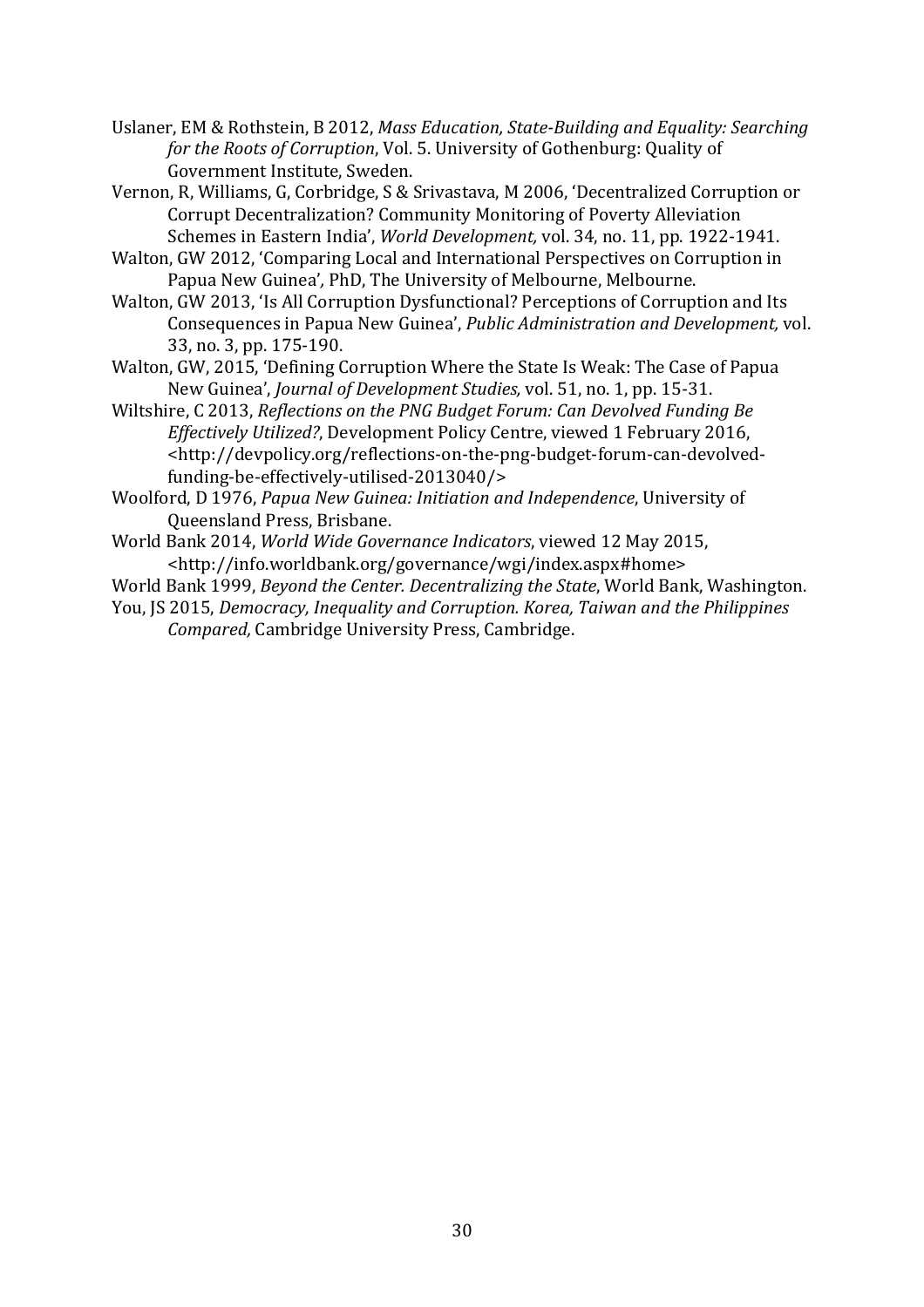Uslaner, EM & Rothstein, B 2012, *Mass Education, State-Building and Equality: Searching for the Roots of Corruption*, Vol. 5. University of Gothenburg: Quality of Government Institute, Sweden.

Vernon, R, Williams, G, Corbridge, S & Srivastava, M 2006, 'Decentralized Corruption or Corrupt Decentralization? Community Monitoring of Poverty Alleviation Schemes in Eastern India', *World Development,* vol. 34, no. 11, pp. 1922-1941.

Walton, GW 2012, 'Comparing Local and International Perspectives on Corruption in Papua New Guinea'*,* PhD, The University of Melbourne, Melbourne.

Walton, GW 2013, 'Is All Corruption Dysfunctional? Perceptions of Corruption and Its Consequences in Papua New Guinea', *Public Administration and Development,* vol. 33, no. 3, pp. 175-190.

Walton, GW, 2015, 'Defining Corruption Where the State Is Weak: The Case of Papua New Guinea', *Journal of Development Studies,* vol. 51, no. 1, pp. 15-31.

Wiltshire, C 2013, *Reflections on the PNG Budget Forum: Can Devolved Funding Be Effectively Utilized?*, Development Policy Centre, viewed 1 February 2016, <http://devpolicy.org/reflections-on-the-png-budget-forum-can-devolved-funding-be-effectively-utilised-2013040/>

Woolford, D 1976, *Papua New Guinea: Initiation and Independence*, University of Queensland Press, Brisbane.

World Bank 2014, *World Wide Governance Indicators*, viewed 12 May 2015, <http://info.worldbank.org/governance/wgi/index.aspx#home>

World Bank 1999, *Beyond the Center. Decentralizing the State*, World Bank, Washington.

You, JS 2015, *Democracy, Inequality and Corruption. Korea, Taiwan and the Philippines Compared,* Cambridge University Press, Cambridge.